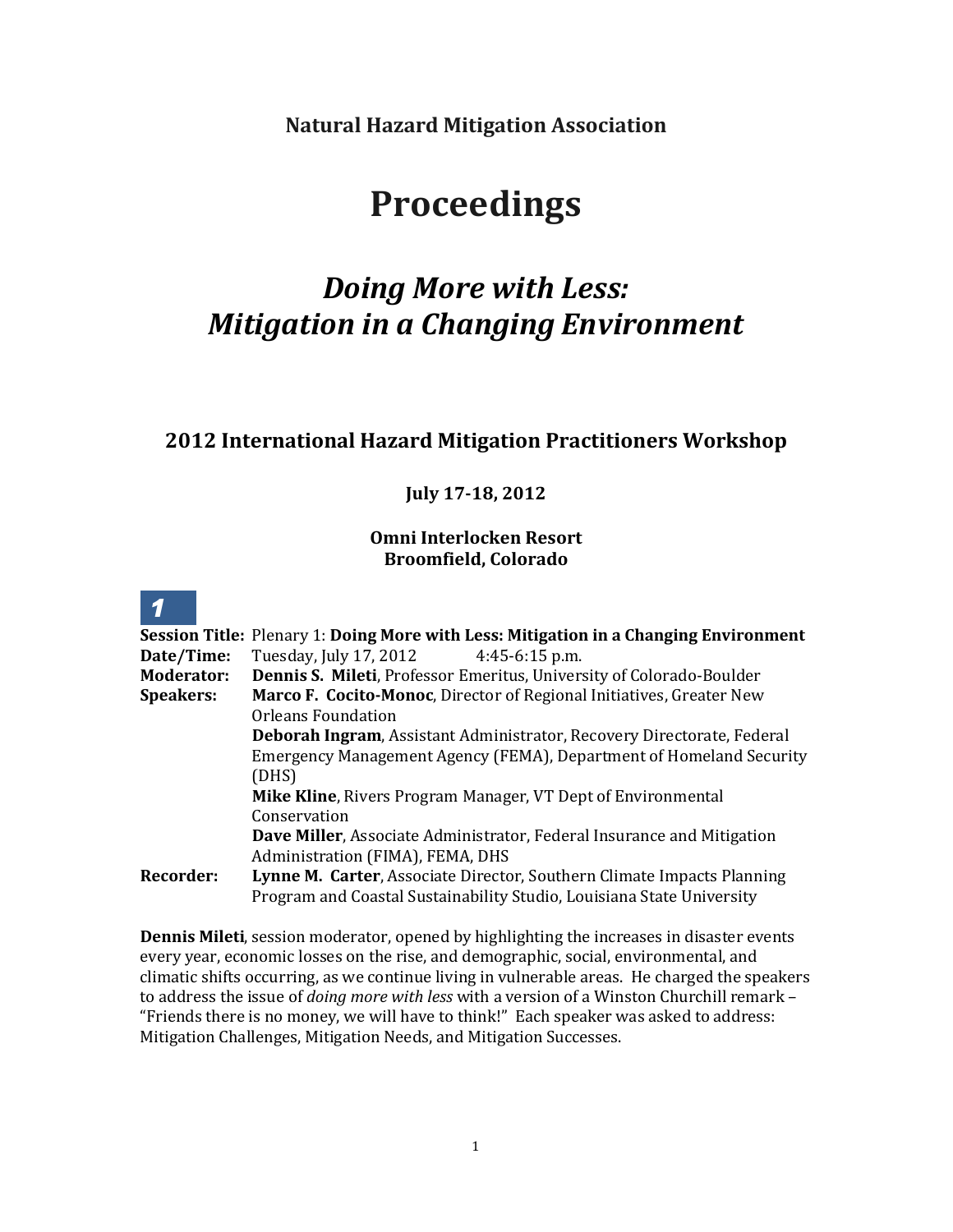**Natural Hazard Mitigation Association**

# Proceedings

## *Doing More with Less: Mitigation in a Changing Environment*

### 2012 International Hazard Mitigation Practitioners Workshop

**July 17-18, 2012**

**Omni Interlocken Resort**
**Broomfield, Colorado**

**1**

**Session Title:** Plenary 1: **Doing More with Less: Mitigation in a Changing Environment**
**Date/Time:** Tuesday, July 17, 2012 4:45-6:15 p.m.
**Moderator:** **Dennis S. Mileti**, Professor Emeritus, University of Colorado-Boulder
**Speakers:** **Marco F. Cocito-Monoc**, Director of Regional Initiatives, Greater New Orleans Foundation
**Deborah Ingram**, Assistant Administrator, Recovery Directorate, Federal Emergency Management Agency (FEMA), Department of Homeland Security (DHS)
**Mike Kline**, Rivers Program Manager, VT Dept of Environmental Conservation
**Dave Miller**, Associate Administrator, Federal Insurance and Mitigation Administration (FIMA), FEMA, DHS
**Recorder:** **Lynne M. Carter**, Associate Director, Southern Climate Impacts Planning Program and Coastal Sustainability Studio, Louisiana State University

**Dennis Mileti**, session moderator, opened by highlighting the increases in disaster events every year, economic losses on the rise, and demographic, social, environmental, and climatic shifts occurring, as we continue living in vulnerable areas. He charged the speakers to address the issue of *doing more with less* with a version of a Winston Churchill remark – "Friends there is no money, we will have to think!" Each speaker was asked to address: Mitigation Challenges, Mitigation Needs, and Mitigation Successes.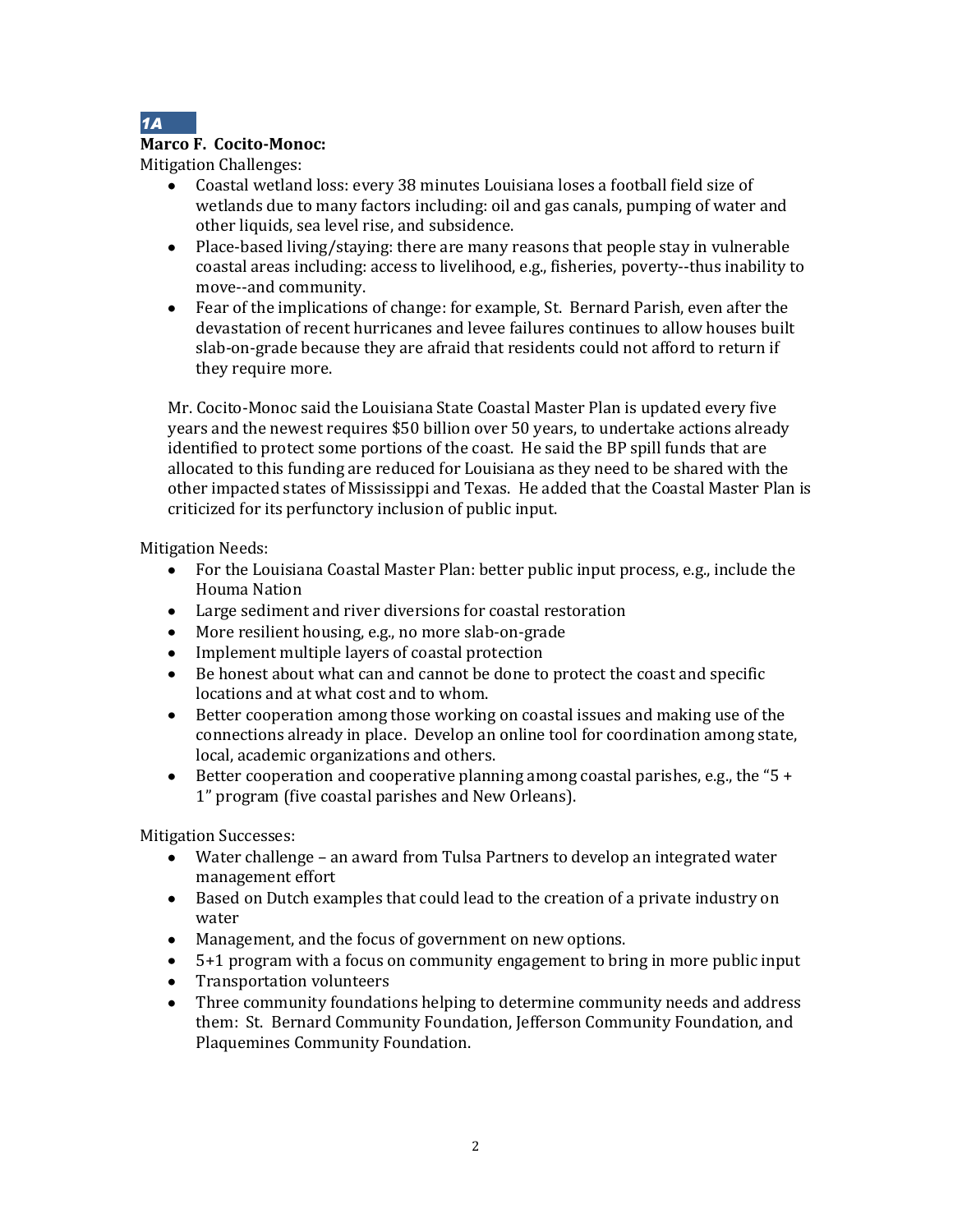**1A**

**Marco F. Cocito-Monoc:**

Mitigation Challenges:

- Coastal wetland loss: every 38 minutes Louisiana loses a football field size of wetlands due to many factors including: oil and gas canals, pumping of water and other liquids, sea level rise, and subsidence.
- Place-based living/staying: there are many reasons that people stay in vulnerable coastal areas including: access to livelihood, e.g., fisheries, poverty--thus inability to move--and community.
- Fear of the implications of change: for example, St. Bernard Parish, even after the devastation of recent hurricanes and levee failures continues to allow houses built slab-on-grade because they are afraid that residents could not afford to return if they require more.

Mr. Cocito-Monoc said the Louisiana State Coastal Master Plan is updated every five years and the newest requires $50 billion over 50 years, to undertake actions already identified to protect some portions of the coast. He said the BP spill funds that are allocated to this funding are reduced for Louisiana as they need to be shared with the other impacted states of Mississippi and Texas. He added that the Coastal Master Plan is criticized for its perfunctory inclusion of public input.

Mitigation Needs:

- For the Louisiana Coastal Master Plan: better public input process, e.g., include the Houma Nation
- Large sediment and river diversions for coastal restoration
- More resilient housing, e.g., no more slab-on-grade
- Implement multiple layers of coastal protection
- Be honest about what can and cannot be done to protect the coast and specific locations and at what cost and to whom.
- Better cooperation among those working on coastal issues and making use of the connections already in place. Develop an online tool for coordination among state, local, academic organizations and others.
- Better cooperation and cooperative planning among coastal parishes, e.g., the "5 + 1" program (five coastal parishes and New Orleans).

Mitigation Successes:

- Water challenge – an award from Tulsa Partners to develop an integrated water management effort
- Based on Dutch examples that could lead to the creation of a private industry on water
- Management, and the focus of government on new options.
- 5+1 program with a focus on community engagement to bring in more public input
- Transportation volunteers
- Three community foundations helping to determine community needs and address them: St. Bernard Community Foundation, Jefferson Community Foundation, and Plaquemines Community Foundation.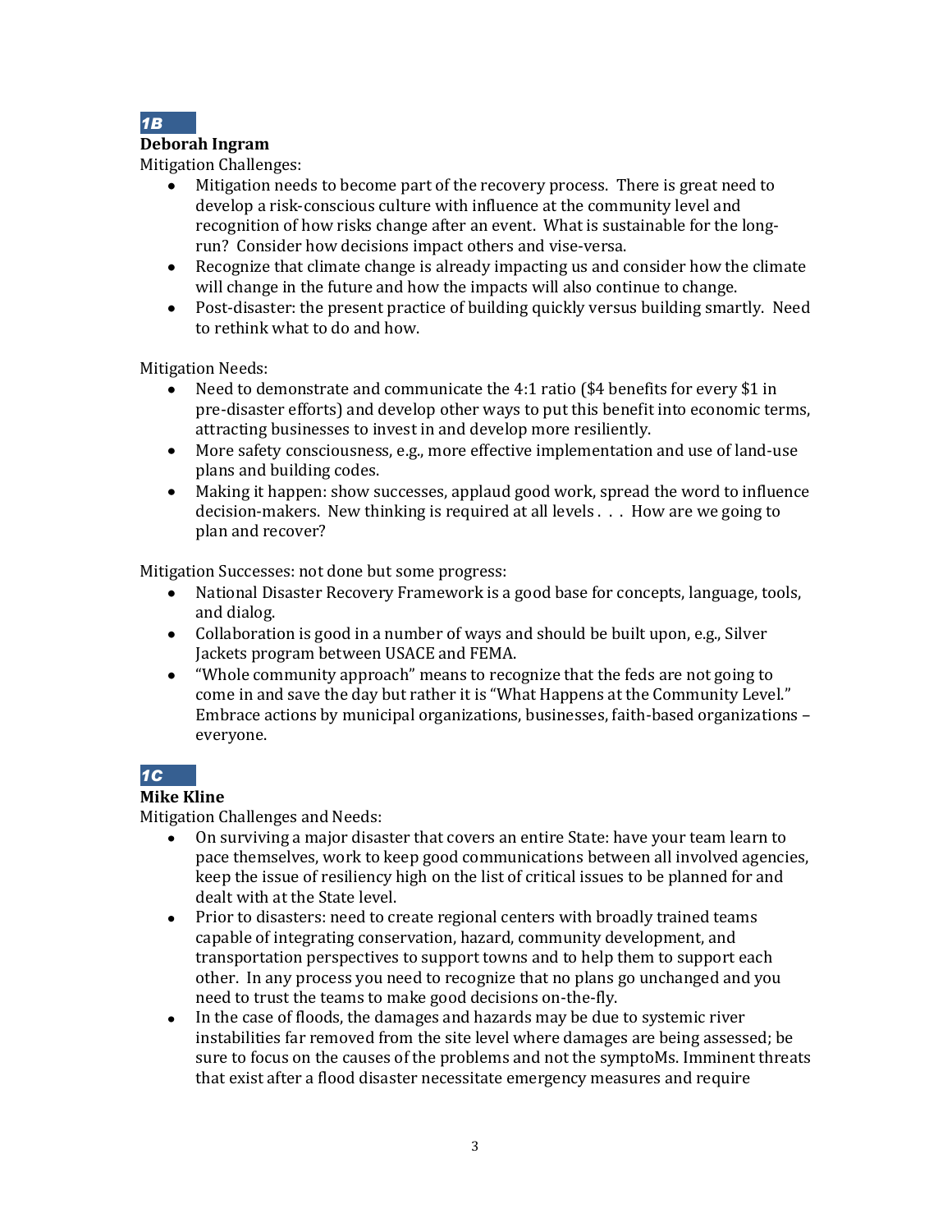### *1B*

**Deborah Ingram**

Mitigation Challenges:

- Mitigation needs to become part of the recovery process. There is great need to develop a risk-conscious culture with influence at the community level and recognition of how risks change after an event. What is sustainable for the long-run? Consider how decisions impact others and vise-versa.
- Recognize that climate change is already impacting us and consider how the climate will change in the future and how the impacts will also continue to change.
- Post-disaster: the present practice of building quickly versus building smartly. Need to rethink what to do and how.

Mitigation Needs:

- Need to demonstrate and communicate the 4:1 ratio ($4 benefits for every $1 in pre-disaster efforts) and develop other ways to put this benefit into economic terms, attracting businesses to invest in and develop more resiliently.
- More safety consciousness, e.g., more effective implementation and use of land-use plans and building codes.
- Making it happen: show successes, applaud good work, spread the word to influence decision-makers. New thinking is required at all levels . . . How are we going to plan and recover?

Mitigation Successes: not done but some progress:

- National Disaster Recovery Framework is a good base for concepts, language, tools, and dialog.
- Collaboration is good in a number of ways and should be built upon, e.g., Silver Jackets program between USACE and FEMA.
- "Whole community approach" means to recognize that the feds are not going to come in and save the day but rather it is "What Happens at the Community Level." Embrace actions by municipal organizations, businesses, faith-based organizations – everyone.

### *1C*

**Mike Kline**

Mitigation Challenges and Needs:

- On surviving a major disaster that covers an entire State: have your team learn to pace themselves, work to keep good communications between all involved agencies, keep the issue of resiliency high on the list of critical issues to be planned for and dealt with at the State level.
- Prior to disasters: need to create regional centers with broadly trained teams capable of integrating conservation, hazard, community development, and transportation perspectives to support towns and to help them to support each other. In any process you need to recognize that no plans go unchanged and you need to trust the teams to make good decisions on-the-fly.
- In the case of floods, the damages and hazards may be due to systemic river instabilities far removed from the site level where damages are being assessed; be sure to focus on the causes of the problems and not the symptoMs. Imminent threats that exist after a flood disaster necessitate emergency measures and require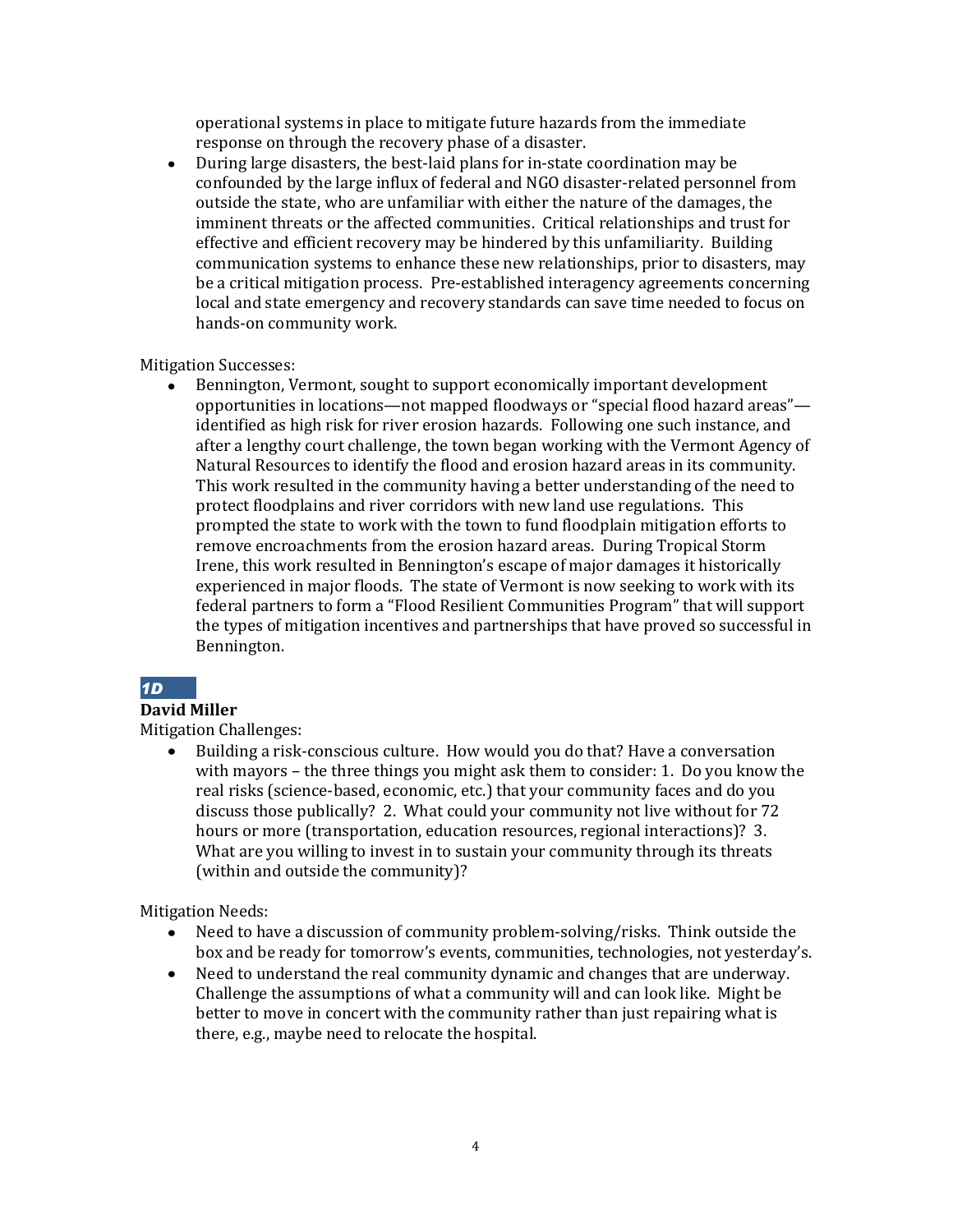operational systems in place to mitigate future hazards from the immediate response on through the recovery phase of a disaster.

- During large disasters, the best-laid plans for in-state coordination may be confounded by the large influx of federal and NGO disaster-related personnel from outside the state, who are unfamiliar with either the nature of the damages, the imminent threats or the affected communities. Critical relationships and trust for effective and efficient recovery may be hindered by this unfamiliarity. Building communication systems to enhance these new relationships, prior to disasters, may be a critical mitigation process. Pre-established interagency agreements concerning local and state emergency and recovery standards can save time needed to focus on hands-on community work.

Mitigation Successes:

- Bennington, Vermont, sought to support economically important development opportunities in locations—not mapped floodways or "special flood hazard areas"—identified as high risk for river erosion hazards. Following one such instance, and after a lengthy court challenge, the town began working with the Vermont Agency of Natural Resources to identify the flood and erosion hazard areas in its community. This work resulted in the community having a better understanding of the need to protect floodplains and river corridors with new land use regulations. This prompted the state to work with the town to fund floodplain mitigation efforts to remove encroachments from the erosion hazard areas. During Tropical Storm Irene, this work resulted in Bennington's escape of major damages it historically experienced in major floods. The state of Vermont is now seeking to work with its federal partners to form a "Flood Resilient Communities Program" that will support the types of mitigation incentives and partnerships that have proved so successful in Bennington.

***1D***

**David Miller**

Mitigation Challenges:

- Building a risk-conscious culture. How would you do that? Have a conversation with mayors – the three things you might ask them to consider: 1. Do you know the real risks (science-based, economic, etc.) that your community faces and do you discuss those publically? 2. What could your community not live without for 72 hours or more (transportation, education resources, regional interactions)? 3. What are you willing to invest in to sustain your community through its threats (within and outside the community)?

Mitigation Needs:

- Need to have a discussion of community problem-solving/risks. Think outside the box and be ready for tomorrow's events, communities, technologies, not yesterday's.
- Need to understand the real community dynamic and changes that are underway. Challenge the assumptions of what a community will and can look like. Might be better to move in concert with the community rather than just repairing what is there, e.g., maybe need to relocate the hospital.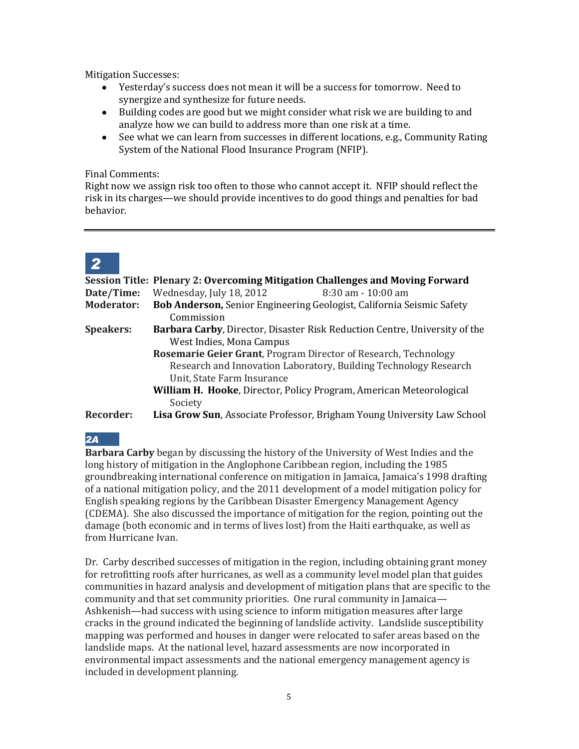Mitigation Successes:

- Yesterday's success does not mean it will be a success for tomorrow. Need to synergize and synthesize for future needs.
- Building codes are good but we might consider what risk we are building to and analyze how we can build to address more than one risk at a time.
- See what we can learn from successes in different locations, e.g., Community Rating System of the National Flood Insurance Program (NFIP).

Final Comments:

Right now we assign risk too often to those who cannot accept it. NFIP should reflect the risk in its charges—we should provide incentives to do good things and penalties for bad behavior.

---

## 2

**Session Title: Plenary 2: Overcoming Mitigation Challenges and Moving Forward**

**Date/Time:** Wednesday, July 18, 2012 8:30 am - 10:00 am

**Moderator:** **Bob Anderson,** Senior Engineering Geologist, California Seismic Safety Commission

**Speakers:** **Barbara Carby**, Director, Disaster Risk Reduction Centre, University of the West Indies, Mona Campus

**Rosemarie Geier Grant**, Program Director of Research, Technology Research and Innovation Laboratory, Building Technology Research Unit, State Farm Insurance

**William H. Hooke**, Director, Policy Program, American Meteorological Society

**Recorder:** **Lisa Grow Sun**, Associate Professor, Brigham Young University Law School

### 2A

**Barbara Carby** began by discussing the history of the University of West Indies and the long history of mitigation in the Anglophone Caribbean region, including the 1985 groundbreaking international conference on mitigation in Jamaica, Jamaica's 1998 drafting of a national mitigation policy, and the 2011 development of a model mitigation policy for English speaking regions by the Caribbean Disaster Emergency Management Agency (CDEMA). She also discussed the importance of mitigation for the region, pointing out the damage (both economic and in terms of lives lost) from the Haiti earthquake, as well as from Hurricane Ivan.

Dr. Carby described successes of mitigation in the region, including obtaining grant money for retrofitting roofs after hurricanes, as well as a community level model plan that guides communities in hazard analysis and development of mitigation plans that are specific to the community and that set community priorities. One rural community in Jamaica—Ashkenish—had success with using science to inform mitigation measures after large cracks in the ground indicated the beginning of landslide activity. Landslide susceptibility mapping was performed and houses in danger were relocated to safer areas based on the landslide maps. At the national level, hazard assessments are now incorporated in environmental impact assessments and the national emergency management agency is included in development planning.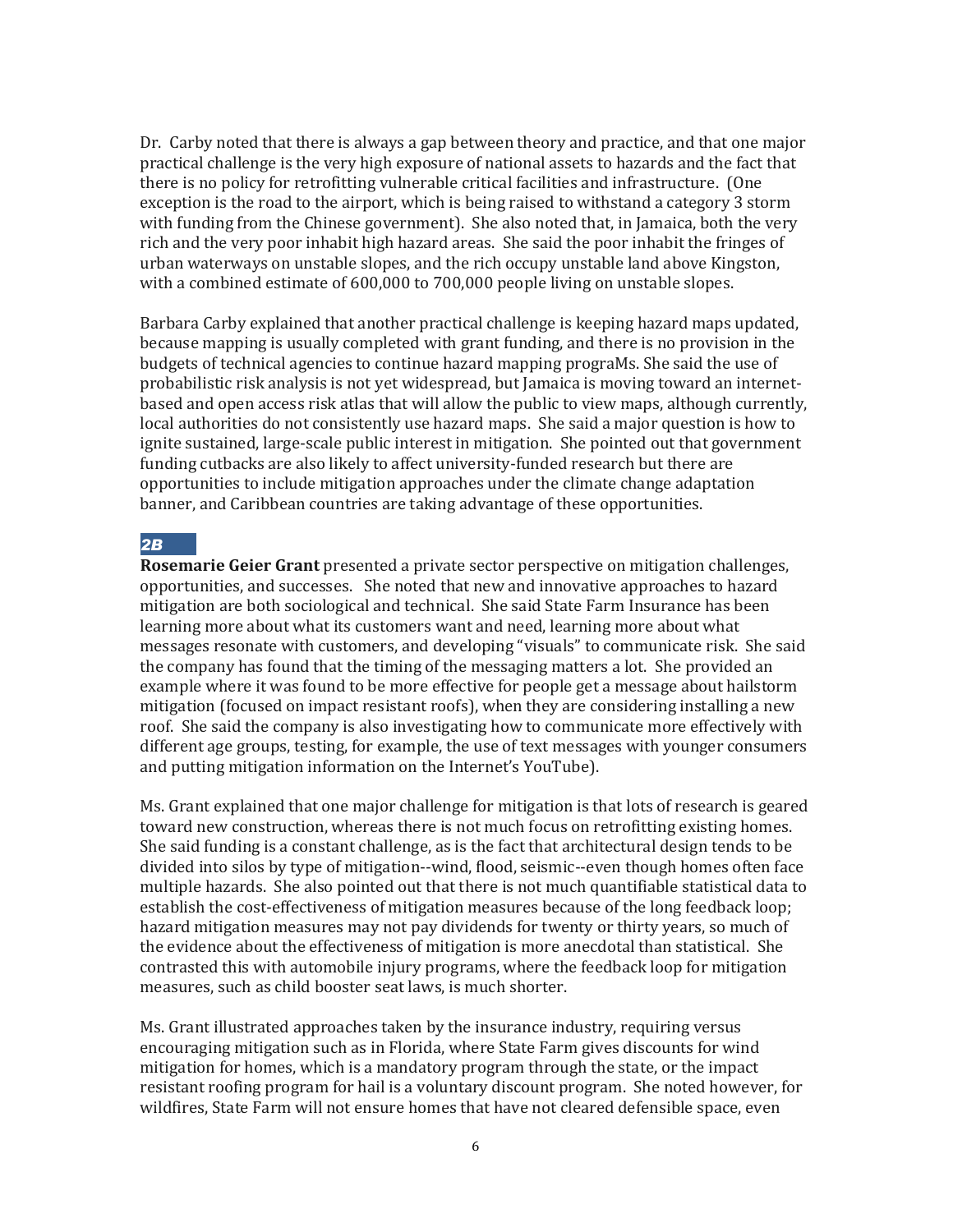Dr. Carby noted that there is always a gap between theory and practice, and that one major practical challenge is the very high exposure of national assets to hazards and the fact that there is no policy for retrofitting vulnerable critical facilities and infrastructure. (One exception is the road to the airport, which is being raised to withstand a category 3 storm with funding from the Chinese government). She also noted that, in Jamaica, both the very rich and the very poor inhabit high hazard areas. She said the poor inhabit the fringes of urban waterways on unstable slopes, and the rich occupy unstable land above Kingston, with a combined estimate of 600,000 to 700,000 people living on unstable slopes.

Barbara Carby explained that another practical challenge is keeping hazard maps updated, because mapping is usually completed with grant funding, and there is no provision in the budgets of technical agencies to continue hazard mapping prograMs. She said the use of probabilistic risk analysis is not yet widespread, but Jamaica is moving toward an internet-based and open access risk atlas that will allow the public to view maps, although currently, local authorities do not consistently use hazard maps. She said a major question is how to ignite sustained, large-scale public interest in mitigation. She pointed out that government funding cutbacks are also likely to affect university-funded research but there are opportunities to include mitigation approaches under the climate change adaptation banner, and Caribbean countries are taking advantage of these opportunities.

***2B***

**Rosemarie Geier Grant** presented a private sector perspective on mitigation challenges, opportunities, and successes. She noted that new and innovative approaches to hazard mitigation are both sociological and technical. She said State Farm Insurance has been learning more about what its customers want and need, learning more about what messages resonate with customers, and developing "visuals" to communicate risk. She said the company has found that the timing of the messaging matters a lot. She provided an example where it was found to be more effective for people get a message about hailstorm mitigation (focused on impact resistant roofs), when they are considering installing a new roof. She said the company is also investigating how to communicate more effectively with different age groups, testing, for example, the use of text messages with younger consumers and putting mitigation information on the Internet's YouTube).

Ms. Grant explained that one major challenge for mitigation is that lots of research is geared toward new construction, whereas there is not much focus on retrofitting existing homes. She said funding is a constant challenge, as is the fact that architectural design tends to be divided into silos by type of mitigation--wind, flood, seismic--even though homes often face multiple hazards. She also pointed out that there is not much quantifiable statistical data to establish the cost-effectiveness of mitigation measures because of the long feedback loop; hazard mitigation measures may not pay dividends for twenty or thirty years, so much of the evidence about the effectiveness of mitigation is more anecdotal than statistical. She contrasted this with automobile injury programs, where the feedback loop for mitigation measures, such as child booster seat laws, is much shorter.

Ms. Grant illustrated approaches taken by the insurance industry, requiring versus encouraging mitigation such as in Florida, where State Farm gives discounts for wind mitigation for homes, which is a mandatory program through the state, or the impact resistant roofing program for hail is a voluntary discount program. She noted however, for wildfires, State Farm will not ensure homes that have not cleared defensible space, even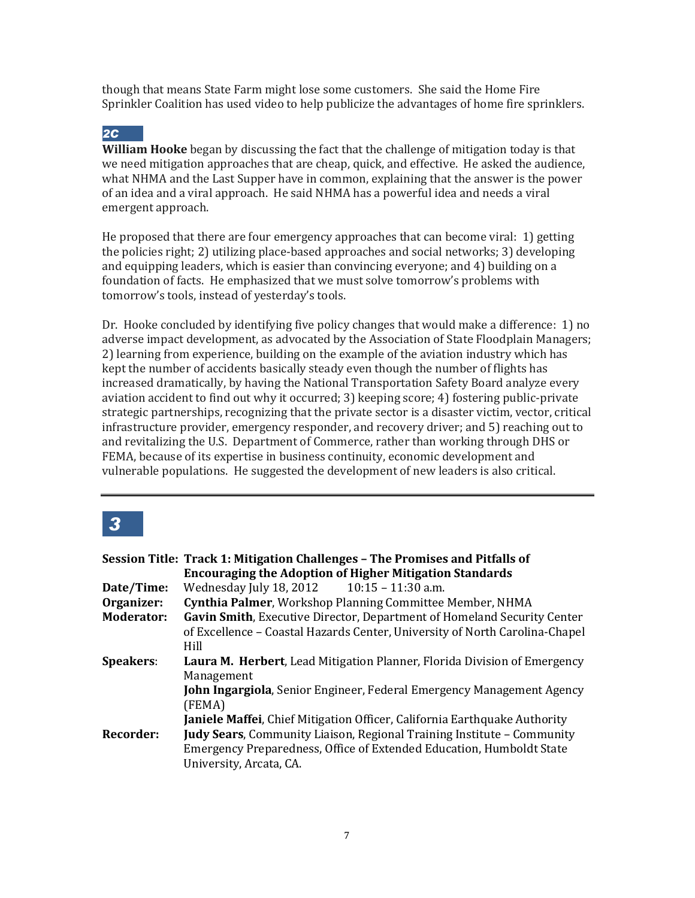though that means State Farm might lose some customers. She said the Home Fire Sprinkler Coalition has used video to help publicize the advantages of home fire sprinklers.

## 2C

**William Hooke** began by discussing the fact that the challenge of mitigation today is that we need mitigation approaches that are cheap, quick, and effective. He asked the audience, what NHMA and the Last Supper have in common, explaining that the answer is the power of an idea and a viral approach. He said NHMA has a powerful idea and needs a viral emergent approach.

He proposed that there are four emergency approaches that can become viral: 1) getting the policies right; 2) utilizing place-based approaches and social networks; 3) developing and equipping leaders, which is easier than convincing everyone; and 4) building on a foundation of facts. He emphasized that we must solve tomorrow's problems with tomorrow's tools, instead of yesterday's tools.

Dr. Hooke concluded by identifying five policy changes that would make a difference: 1) no adverse impact development, as advocated by the Association of State Floodplain Managers; 2) learning from experience, building on the example of the aviation industry which has kept the number of accidents basically steady even though the number of flights has increased dramatically, by having the National Transportation Safety Board analyze every aviation accident to find out why it occurred; 3) keeping score; 4) fostering public-private strategic partnerships, recognizing that the private sector is a disaster victim, vector, critical infrastructure provider, emergency responder, and recovery driver; and 5) reaching out to and revitalizing the U.S. Department of Commerce, rather than working through DHS or FEMA, because of its expertise in business continuity, economic development and vulnerable populations. He suggested the development of new leaders is also critical.

---

## 3

| | |
|---|---|
| **Session Title:** | **Track 1: Mitigation Challenges – The Promises and Pitfalls of Encouraging the Adoption of Higher Mitigation Standards** |
| **Date/Time:** | Wednesday July 18, 2012 10:15 – 11:30 a.m. |
| **Organizer:** | **Cynthia Palmer**, Workshop Planning Committee Member, NHMA |
| **Moderator:** | **Gavin Smith**, Executive Director, Department of Homeland Security Center of Excellence – Coastal Hazards Center, University of North Carolina-Chapel Hill |
| **Speakers:** | **Laura M. Herbert**, Lead Mitigation Planner, Florida Division of Emergency Management<br>**John Ingargiola**, Senior Engineer, Federal Emergency Management Agency (FEMA)<br>**Janiele Maffei**, Chief Mitigation Officer, California Earthquake Authority |
| **Recorder:** | **Judy Sears**, Community Liaison, Regional Training Institute – Community Emergency Preparedness, Office of Extended Education, Humboldt State University, Arcata, CA. |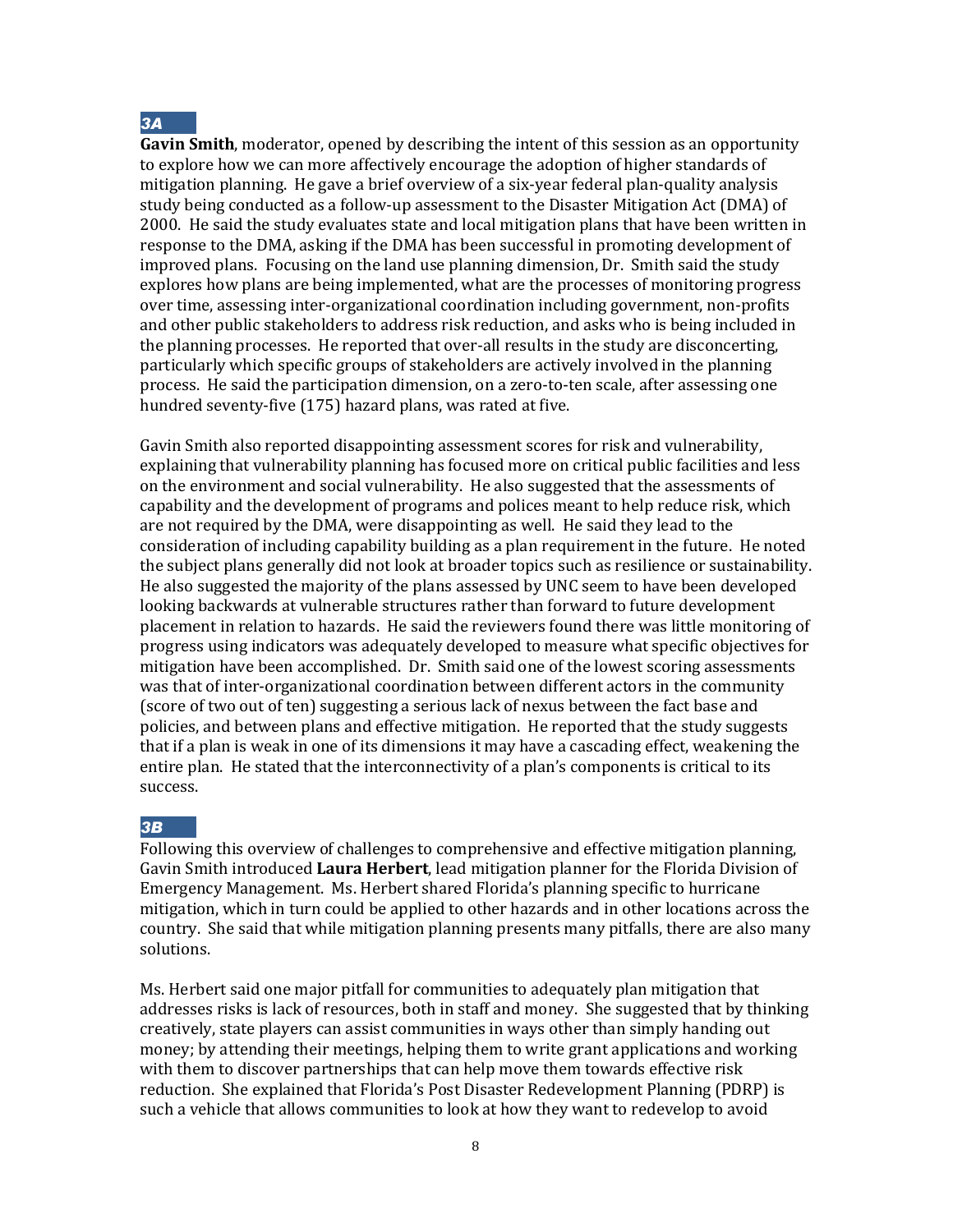### 3A

**Gavin Smith**, moderator, opened by describing the intent of this session as an opportunity to explore how we can more affectively encourage the adoption of higher standards of mitigation planning. He gave a brief overview of a six-year federal plan-quality analysis study being conducted as a follow-up assessment to the Disaster Mitigation Act (DMA) of 2000. He said the study evaluates state and local mitigation plans that have been written in response to the DMA, asking if the DMA has been successful in promoting development of improved plans. Focusing on the land use planning dimension, Dr. Smith said the study explores how plans are being implemented, what are the processes of monitoring progress over time, assessing inter-organizational coordination including government, non-profits and other public stakeholders to address risk reduction, and asks who is being included in the planning processes. He reported that over-all results in the study are disconcerting, particularly which specific groups of stakeholders are actively involved in the planning process. He said the participation dimension, on a zero-to-ten scale, after assessing one hundred seventy-five (175) hazard plans, was rated at five.

Gavin Smith also reported disappointing assessment scores for risk and vulnerability, explaining that vulnerability planning has focused more on critical public facilities and less on the environment and social vulnerability. He also suggested that the assessments of capability and the development of programs and polices meant to help reduce risk, which are not required by the DMA, were disappointing as well. He said they lead to the consideration of including capability building as a plan requirement in the future. He noted the subject plans generally did not look at broader topics such as resilience or sustainability. He also suggested the majority of the plans assessed by UNC seem to have been developed looking backwards at vulnerable structures rather than forward to future development placement in relation to hazards. He said the reviewers found there was little monitoring of progress using indicators was adequately developed to measure what specific objectives for mitigation have been accomplished. Dr. Smith said one of the lowest scoring assessments was that of inter-organizational coordination between different actors in the community (score of two out of ten) suggesting a serious lack of nexus between the fact base and policies, and between plans and effective mitigation. He reported that the study suggests that if a plan is weak in one of its dimensions it may have a cascading effect, weakening the entire plan. He stated that the interconnectivity of a plan's components is critical to its success.

### 3B

Following this overview of challenges to comprehensive and effective mitigation planning, Gavin Smith introduced **Laura Herbert**, lead mitigation planner for the Florida Division of Emergency Management. Ms. Herbert shared Florida's planning specific to hurricane mitigation, which in turn could be applied to other hazards and in other locations across the country. She said that while mitigation planning presents many pitfalls, there are also many solutions.

Ms. Herbert said one major pitfall for communities to adequately plan mitigation that addresses risks is lack of resources, both in staff and money. She suggested that by thinking creatively, state players can assist communities in ways other than simply handing out money; by attending their meetings, helping them to write grant applications and working with them to discover partnerships that can help move them towards effective risk reduction. She explained that Florida's Post Disaster Redevelopment Planning (PDRP) is such a vehicle that allows communities to look at how they want to redevelop to avoid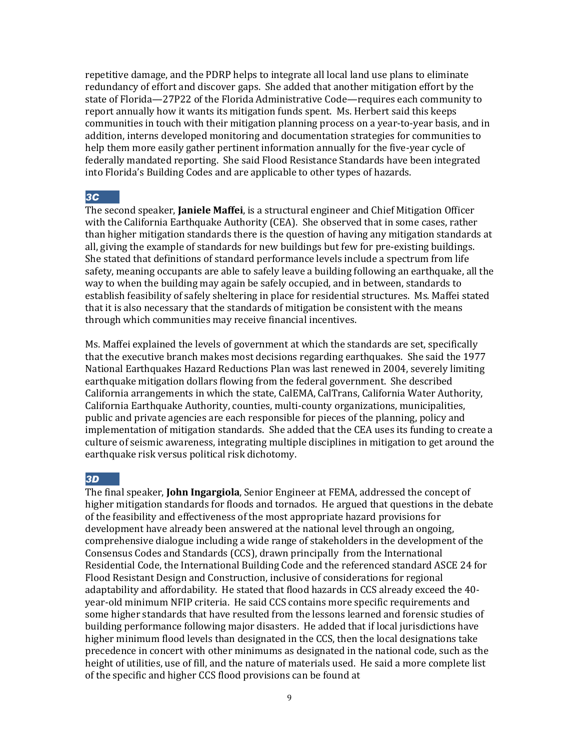repetitive damage, and the PDRP helps to integrate all local land use plans to eliminate redundancy of effort and discover gaps. She added that another mitigation effort by the state of Florida—27P22 of the Florida Administrative Code—requires each community to report annually how it wants its mitigation funds spent. Ms. Herbert said this keeps communities in touch with their mitigation planning process on a year-to-year basis, and in addition, interns developed monitoring and documentation strategies for communities to help them more easily gather pertinent information annually for the five-year cycle of federally mandated reporting. She said Flood Resistance Standards have been integrated into Florida's Building Codes and are applicable to other types of hazards.

### 3C

The second speaker, **Janiele Maffei**, is a structural engineer and Chief Mitigation Officer with the California Earthquake Authority (CEA). She observed that in some cases, rather than higher mitigation standards there is the question of having any mitigation standards at all, giving the example of standards for new buildings but few for pre-existing buildings. She stated that definitions of standard performance levels include a spectrum from life safety, meaning occupants are able to safely leave a building following an earthquake, all the way to when the building may again be safely occupied, and in between, standards to establish feasibility of safely sheltering in place for residential structures. Ms. Maffei stated that it is also necessary that the standards of mitigation be consistent with the means through which communities may receive financial incentives.

Ms. Maffei explained the levels of government at which the standards are set, specifically that the executive branch makes most decisions regarding earthquakes. She said the 1977 National Earthquakes Hazard Reductions Plan was last renewed in 2004, severely limiting earthquake mitigation dollars flowing from the federal government. She described California arrangements in which the state, CalEMA, CalTrans, California Water Authority, California Earthquake Authority, counties, multi-county organizations, municipalities, public and private agencies are each responsible for pieces of the planning, policy and implementation of mitigation standards. She added that the CEA uses its funding to create a culture of seismic awareness, integrating multiple disciplines in mitigation to get around the earthquake risk versus political risk dichotomy.

### 3D

The final speaker, **John Ingargiola**, Senior Engineer at FEMA, addressed the concept of higher mitigation standards for floods and tornados. He argued that questions in the debate of the feasibility and effectiveness of the most appropriate hazard provisions for development have already been answered at the national level through an ongoing, comprehensive dialogue including a wide range of stakeholders in the development of the Consensus Codes and Standards (CCS), drawn principally from the International Residential Code, the International Building Code and the referenced standard ASCE 24 for Flood Resistant Design and Construction, inclusive of considerations for regional adaptability and affordability. He stated that flood hazards in CCS already exceed the 40-year-old minimum NFIP criteria. He said CCS contains more specific requirements and some higher standards that have resulted from the lessons learned and forensic studies of building performance following major disasters. He added that if local jurisdictions have higher minimum flood levels than designated in the CCS, then the local designations take precedence in concert with other minimums as designated in the national code, such as the height of utilities, use of fill, and the nature of materials used. He said a more complete list of the specific and higher CCS flood provisions can be found at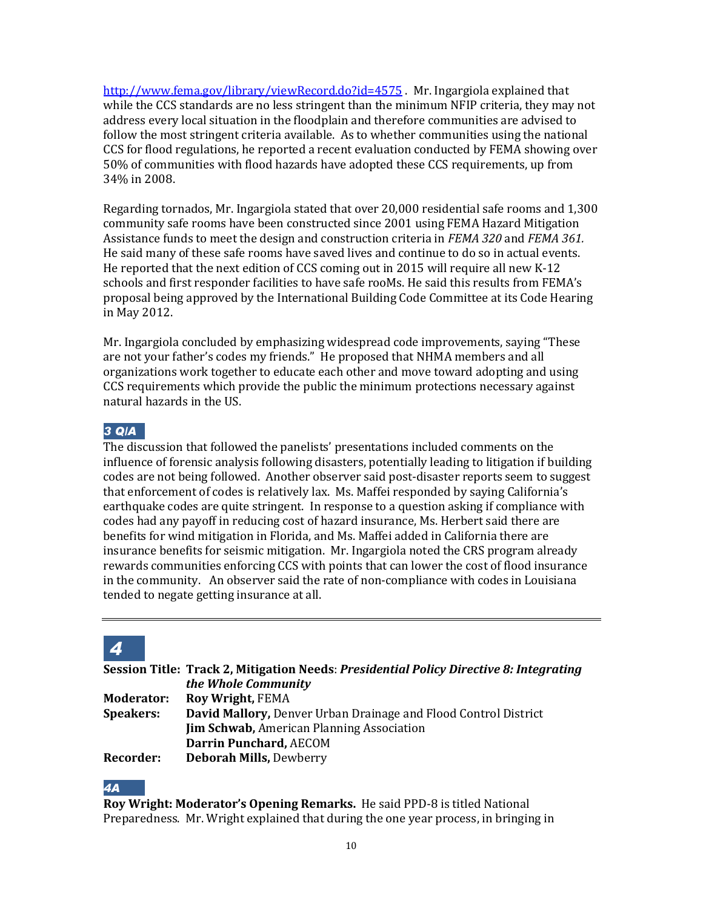http://www.fema.gov/library/viewRecord.do?id=4575 . Mr. Ingargiola explained that while the CCS standards are no less stringent than the minimum NFIP criteria, they may not address every local situation in the floodplain and therefore communities are advised to follow the most stringent criteria available. As to whether communities using the national CCS for flood regulations, he reported a recent evaluation conducted by FEMA showing over 50% of communities with flood hazards have adopted these CCS requirements, up from 34% in 2008.

Regarding tornados, Mr. Ingargiola stated that over 20,000 residential safe rooms and 1,300 community safe rooms have been constructed since 2001 using FEMA Hazard Mitigation Assistance funds to meet the design and construction criteria in *FEMA 320* and *FEMA 361.* He said many of these safe rooms have saved lives and continue to do so in actual events. He reported that the next edition of CCS coming out in 2015 will require all new K-12 schools and first responder facilities to have safe rooMs. He said this results from FEMA's proposal being approved by the International Building Code Committee at its Code Hearing in May 2012.

Mr. Ingargiola concluded by emphasizing widespread code improvements, saying "These are not your father's codes my friends." He proposed that NHMA members and all organizations work together to educate each other and move toward adopting and using CCS requirements which provide the public the minimum protections necessary against natural hazards in the US.

### 3 Q/A

The discussion that followed the panelists' presentations included comments on the influence of forensic analysis following disasters, potentially leading to litigation if building codes are not being followed. Another observer said post-disaster reports seem to suggest that enforcement of codes is relatively lax. Ms. Maffei responded by saying California's earthquake codes are quite stringent. In response to a question asking if compliance with codes had any payoff in reducing cost of hazard insurance, Ms. Herbert said there are benefits for wind mitigation in Florida, and Ms. Maffei added in California there are insurance benefits for seismic mitigation. Mr. Ingargiola noted the CRS program already rewards communities enforcing CCS with points that can lower the cost of flood insurance in the community. An observer said the rate of non-compliance with codes in Louisiana tended to negate getting insurance at all.

---

## 4

**Session Title:** **Track 2, Mitigation Needs**: ***Presidential Policy Directive 8: Integrating the Whole Community***
**Moderator:** **Roy Wright,** FEMA
**Speakers:** **David Mallory,** Denver Urban Drainage and Flood Control District
**Jim Schwab,** American Planning Association
**Darrin Punchard,** AECOM
**Recorder:** **Deborah Mills,** Dewberry

### 4A

**Roy Wright: Moderator's Opening Remarks.** He said PPD-8 is titled National Preparedness. Mr. Wright explained that during the one year process, in bringing in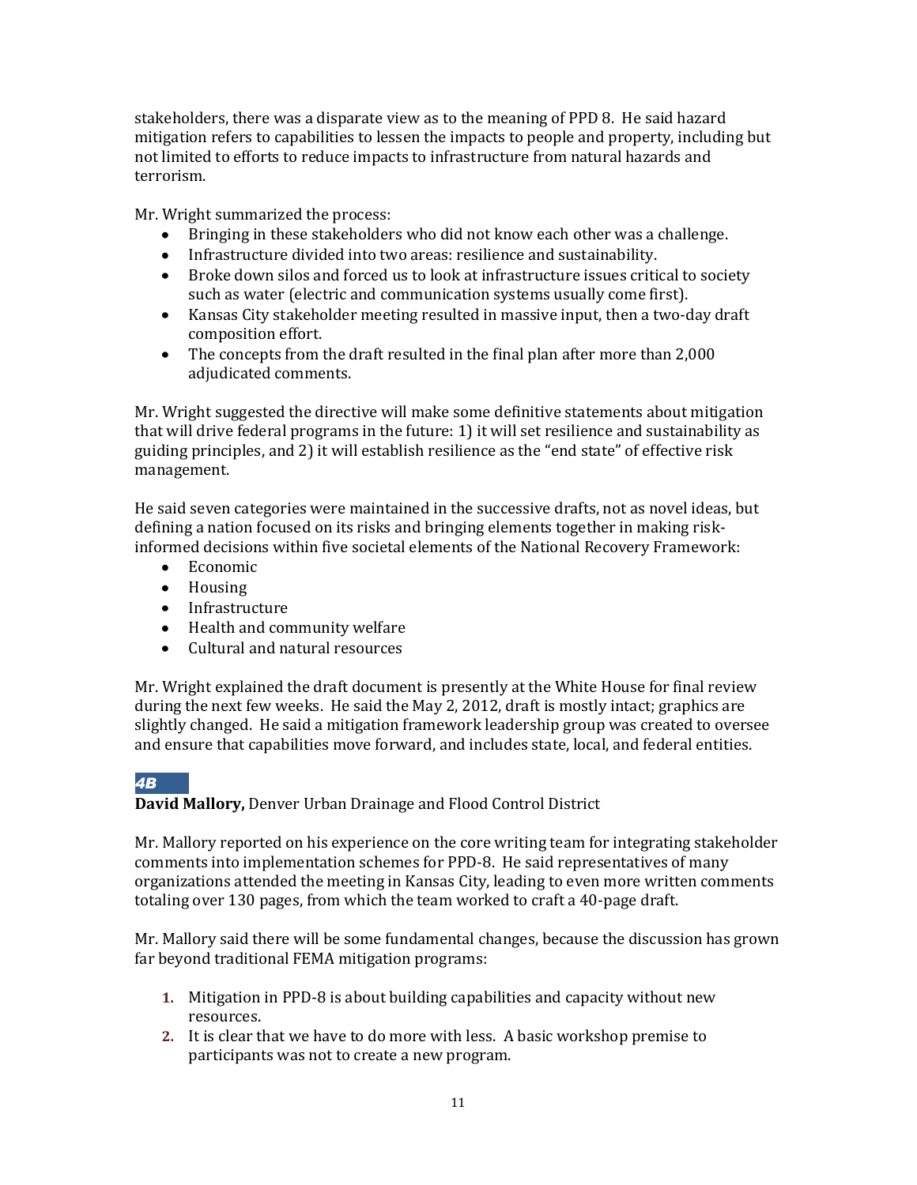stakeholders, there was a disparate view as to the meaning of PPD 8. He said hazard mitigation refers to capabilities to lessen the impacts to people and property, including but not limited to efforts to reduce impacts to infrastructure from natural hazards and terrorism.

Mr. Wright summarized the process:

- Bringing in these stakeholders who did not know each other was a challenge.
- Infrastructure divided into two areas: resilience and sustainability.
- Broke down silos and forced us to look at infrastructure issues critical to society such as water (electric and communication systems usually come first).
- Kansas City stakeholder meeting resulted in massive input, then a two-day draft composition effort.
- The concepts from the draft resulted in the final plan after more than 2,000 adjudicated comments.

Mr. Wright suggested the directive will make some definitive statements about mitigation that will drive federal programs in the future: 1) it will set resilience and sustainability as guiding principles, and 2) it will establish resilience as the "end state" of effective risk management.

He said seven categories were maintained in the successive drafts, not as novel ideas, but defining a nation focused on its risks and bringing elements together in making risk-informed decisions within five societal elements of the National Recovery Framework:

- Economic
- Housing
- Infrastructure
- Health and community welfare
- Cultural and natural resources

Mr. Wright explained the draft document is presently at the White House for final review during the next few weeks. He said the May 2, 2012, draft is mostly intact; graphics are slightly changed. He said a mitigation framework leadership group was created to oversee and ensure that capabilities move forward, and includes state, local, and federal entities.

***4B***

**David Mallory,** Denver Urban Drainage and Flood Control District

Mr. Mallory reported on his experience on the core writing team for integrating stakeholder comments into implementation schemes for PPD-8. He said representatives of many organizations attended the meeting in Kansas City, leading to even more written comments totaling over 130 pages, from which the team worked to craft a 40-page draft.

Mr. Mallory said there will be some fundamental changes, because the discussion has grown far beyond traditional FEMA mitigation programs:

1. Mitigation in PPD-8 is about building capabilities and capacity without new resources.
2. It is clear that we have to do more with less. A basic workshop premise to participants was not to create a new program.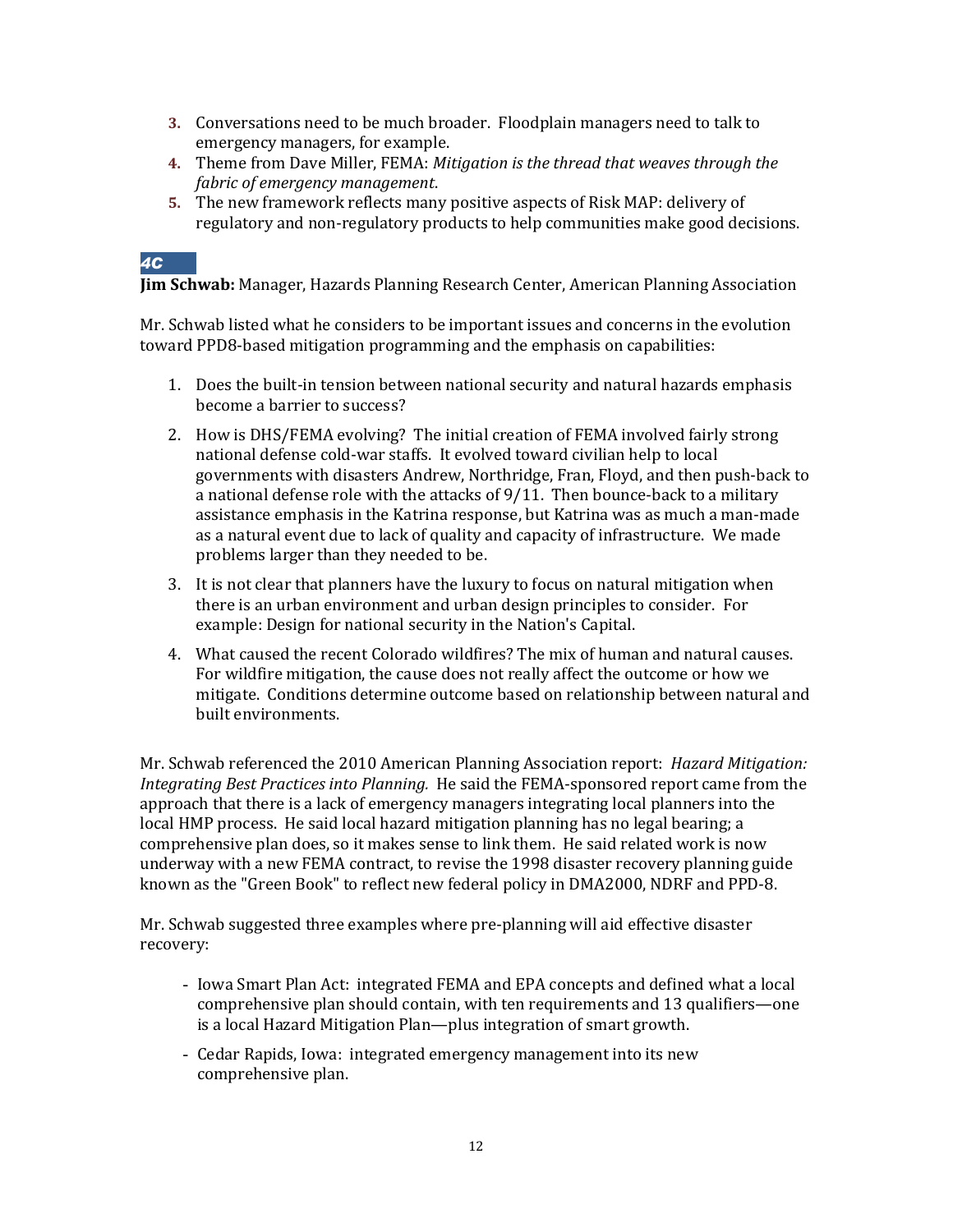3. Conversations need to be much broader. Floodplain managers need to talk to emergency managers, for example.
4. Theme from Dave Miller, FEMA: *Mitigation is the thread that weaves through the fabric of emergency management*.
5. The new framework reflects many positive aspects of Risk MAP: delivery of regulatory and non-regulatory products to help communities make good decisions.

### *4C*

**Jim Schwab:** Manager, Hazards Planning Research Center, American Planning Association

Mr. Schwab listed what he considers to be important issues and concerns in the evolution toward PPD8-based mitigation programming and the emphasis on capabilities:

1. Does the built-in tension between national security and natural hazards emphasis become a barrier to success?
2. How is DHS/FEMA evolving? The initial creation of FEMA involved fairly strong national defense cold-war staffs. It evolved toward civilian help to local governments with disasters Andrew, Northridge, Fran, Floyd, and then push-back to a national defense role with the attacks of 9/11. Then bounce-back to a military assistance emphasis in the Katrina response, but Katrina was as much a man-made as a natural event due to lack of quality and capacity of infrastructure. We made problems larger than they needed to be.
3. It is not clear that planners have the luxury to focus on natural mitigation when there is an urban environment and urban design principles to consider. For example: Design for national security in the Nation's Capital.
4. What caused the recent Colorado wildfires? The mix of human and natural causes. For wildfire mitigation, the cause does not really affect the outcome or how we mitigate. Conditions determine outcome based on relationship between natural and built environments.

Mr. Schwab referenced the 2010 American Planning Association report: *Hazard Mitigation: Integrating Best Practices into Planning.* He said the FEMA-sponsored report came from the approach that there is a lack of emergency managers integrating local planners into the local HMP process. He said local hazard mitigation planning has no legal bearing; a comprehensive plan does, so it makes sense to link them. He said related work is now underway with a new FEMA contract, to revise the 1998 disaster recovery planning guide known as the "Green Book" to reflect new federal policy in DMA2000, NDRF and PPD-8.

Mr. Schwab suggested three examples where pre-planning will aid effective disaster recovery:

- Iowa Smart Plan Act: integrated FEMA and EPA concepts and defined what a local comprehensive plan should contain, with ten requirements and 13 qualifiers—one is a local Hazard Mitigation Plan—plus integration of smart growth.
- Cedar Rapids, Iowa: integrated emergency management into its new comprehensive plan.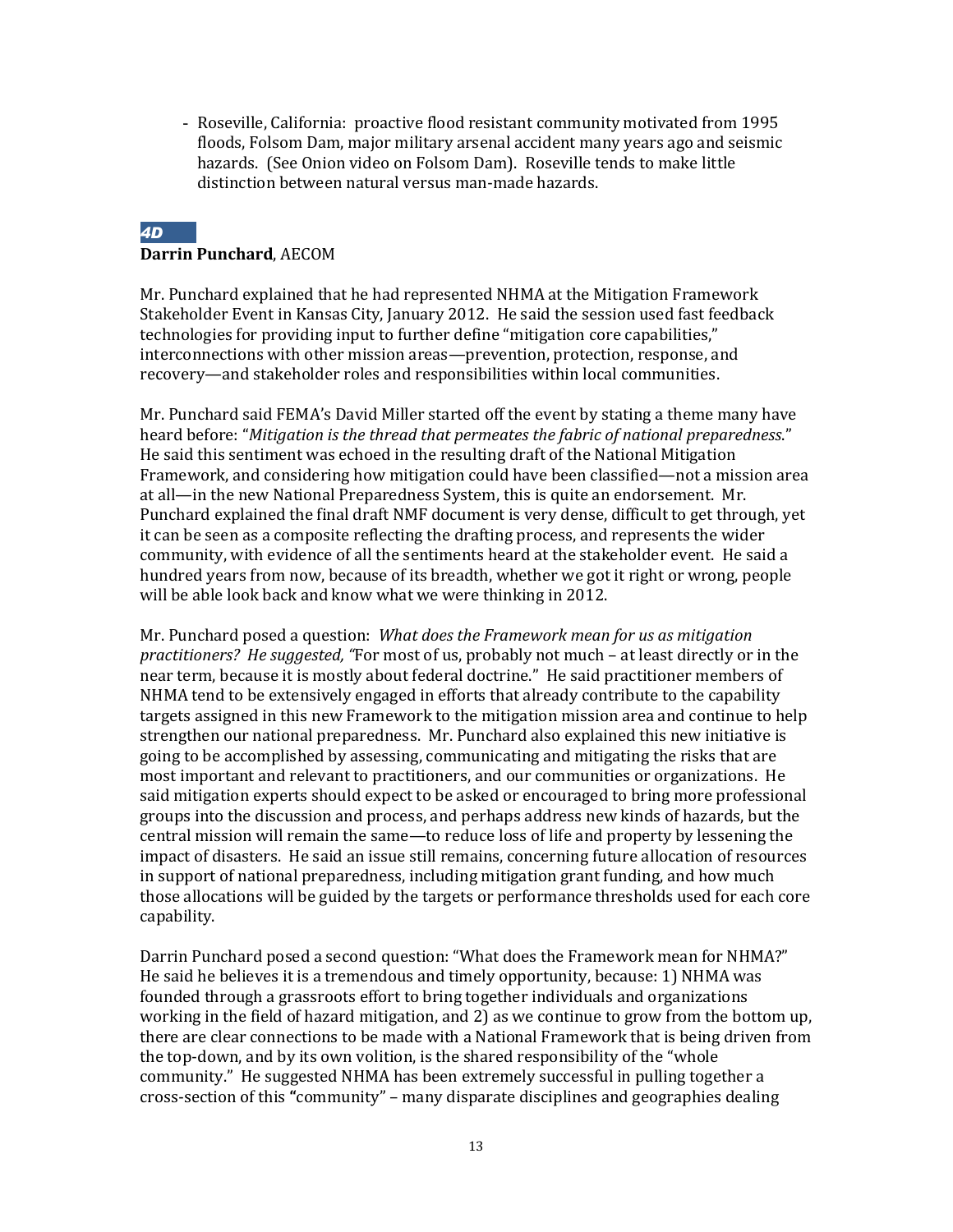- Roseville, California: proactive flood resistant community motivated from 1995 floods, Folsom Dam, major military arsenal accident many years ago and seismic hazards. (See Onion video on Folsom Dam). Roseville tends to make little distinction between natural versus man-made hazards.

***4D***

**Darrin Punchard**, AECOM

Mr. Punchard explained that he had represented NHMA at the Mitigation Framework Stakeholder Event in Kansas City, January 2012. He said the session used fast feedback technologies for providing input to further define "mitigation core capabilities," interconnections with other mission areas—prevention, protection, response, and recovery—and stakeholder roles and responsibilities within local communities.

Mr. Punchard said FEMA's David Miller started off the event by stating a theme many have heard before: "*Mitigation is the thread that permeates the fabric of national preparedness*." He said this sentiment was echoed in the resulting draft of the National Mitigation Framework, and considering how mitigation could have been classified—not a mission area at all—in the new National Preparedness System, this is quite an endorsement. Mr. Punchard explained the final draft NMF document is very dense, difficult to get through, yet it can be seen as a composite reflecting the drafting process, and represents the wider community, with evidence of all the sentiments heard at the stakeholder event. He said a hundred years from now, because of its breadth, whether we got it right or wrong, people will be able look back and know what we were thinking in 2012.

Mr. Punchard posed a question: *What does the Framework mean for us as mitigation practitioners? He suggested, "*For most of us, probably not much – at least directly or in the near term, because it is mostly about federal doctrine." He said practitioner members of NHMA tend to be extensively engaged in efforts that already contribute to the capability targets assigned in this new Framework to the mitigation mission area and continue to help strengthen our national preparedness. Mr. Punchard also explained this new initiative is going to be accomplished by assessing, communicating and mitigating the risks that are most important and relevant to practitioners, and our communities or organizations. He said mitigation experts should expect to be asked or encouraged to bring more professional groups into the discussion and process, and perhaps address new kinds of hazards, but the central mission will remain the same—to reduce loss of life and property by lessening the impact of disasters. He said an issue still remains, concerning future allocation of resources in support of national preparedness, including mitigation grant funding, and how much those allocations will be guided by the targets or performance thresholds used for each core capability.

Darrin Punchard posed a second question: "What does the Framework mean for NHMA?" He said he believes it is a tremendous and timely opportunity, because: 1) NHMA was founded through a grassroots effort to bring together individuals and organizations working in the field of hazard mitigation, and 2) as we continue to grow from the bottom up, there are clear connections to be made with a National Framework that is being driven from the top-down, and by its own volition, is the shared responsibility of the "whole community." He suggested NHMA has been extremely successful in pulling together a cross-section of this **"**community" – many disparate disciplines and geographies dealing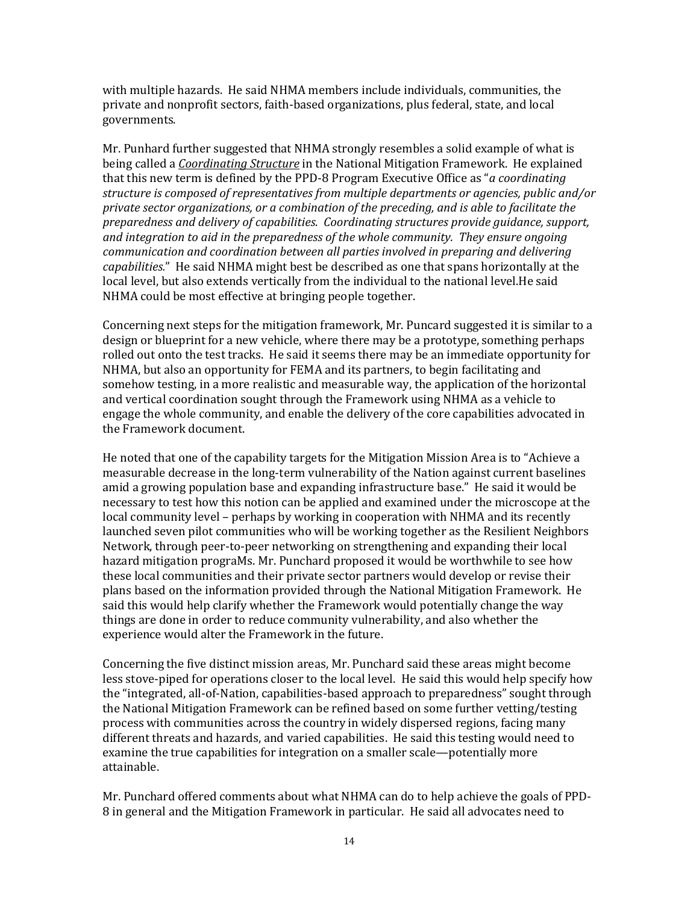with multiple hazards. He said NHMA members include individuals, communities, the private and nonprofit sectors, faith-based organizations, plus federal, state, and local governments.

Mr. Punhard further suggested that NHMA strongly resembles a solid example of what is being called a ***Coordinating Structure*** in the National Mitigation Framework. He explained that this new term is defined by the PPD-8 Program Executive Office as "*a coordinating structure is composed of representatives from multiple departments or agencies, public and/or private sector organizations, or a combination of the preceding, and is able to facilitate the preparedness and delivery of capabilities. Coordinating structures provide guidance, support, and integration to aid in the preparedness of the whole community. They ensure ongoing communication and coordination between all parties involved in preparing and delivering capabilities.*" He said NHMA might best be described as one that spans horizontally at the local level, but also extends vertically from the individual to the national level.He said NHMA could be most effective at bringing people together.

Concerning next steps for the mitigation framework, Mr. Puncard suggested it is similar to a design or blueprint for a new vehicle, where there may be a prototype, something perhaps rolled out onto the test tracks. He said it seems there may be an immediate opportunity for NHMA, but also an opportunity for FEMA and its partners, to begin facilitating and somehow testing, in a more realistic and measurable way, the application of the horizontal and vertical coordination sought through the Framework using NHMA as a vehicle to engage the whole community, and enable the delivery of the core capabilities advocated in the Framework document.

He noted that one of the capability targets for the Mitigation Mission Area is to "Achieve a measurable decrease in the long-term vulnerability of the Nation against current baselines amid a growing population base and expanding infrastructure base." He said it would be necessary to test how this notion can be applied and examined under the microscope at the local community level – perhaps by working in cooperation with NHMA and its recently launched seven pilot communities who will be working together as the Resilient Neighbors Network, through peer-to-peer networking on strengthening and expanding their local hazard mitigation prograMs. Mr. Punchard proposed it would be worthwhile to see how these local communities and their private sector partners would develop or revise their plans based on the information provided through the National Mitigation Framework. He said this would help clarify whether the Framework would potentially change the way things are done in order to reduce community vulnerability, and also whether the experience would alter the Framework in the future.

Concerning the five distinct mission areas, Mr. Punchard said these areas might become less stove-piped for operations closer to the local level. He said this would help specify how the "integrated, all-of-Nation, capabilities-based approach to preparedness" sought through the National Mitigation Framework can be refined based on some further vetting/testing process with communities across the country in widely dispersed regions, facing many different threats and hazards, and varied capabilities. He said this testing would need to examine the true capabilities for integration on a smaller scale—potentially more attainable.

Mr. Punchard offered comments about what NHMA can do to help achieve the goals of PPD-8 in general and the Mitigation Framework in particular. He said all advocates need to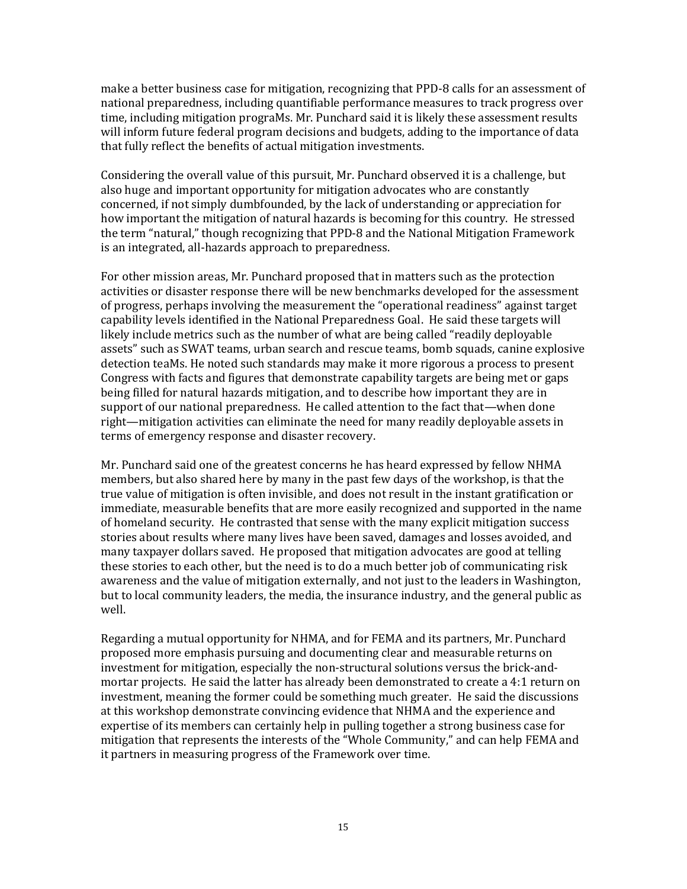make a better business case for mitigation, recognizing that PPD-8 calls for an assessment of national preparedness, including quantifiable performance measures to track progress over time, including mitigation prograMs. Mr. Punchard said it is likely these assessment results will inform future federal program decisions and budgets, adding to the importance of data that fully reflect the benefits of actual mitigation investments.

Considering the overall value of this pursuit, Mr. Punchard observed it is a challenge, but also huge and important opportunity for mitigation advocates who are constantly concerned, if not simply dumbfounded, by the lack of understanding or appreciation for how important the mitigation of natural hazards is becoming for this country. He stressed the term "natural," though recognizing that PPD-8 and the National Mitigation Framework is an integrated, all-hazards approach to preparedness.

For other mission areas, Mr. Punchard proposed that in matters such as the protection activities or disaster response there will be new benchmarks developed for the assessment of progress, perhaps involving the measurement the "operational readiness" against target capability levels identified in the National Preparedness Goal. He said these targets will likely include metrics such as the number of what are being called "readily deployable assets" such as SWAT teams, urban search and rescue teams, bomb squads, canine explosive detection teaMs. He noted such standards may make it more rigorous a process to present Congress with facts and figures that demonstrate capability targets are being met or gaps being filled for natural hazards mitigation, and to describe how important they are in support of our national preparedness. He called attention to the fact that—when done right—mitigation activities can eliminate the need for many readily deployable assets in terms of emergency response and disaster recovery.

Mr. Punchard said one of the greatest concerns he has heard expressed by fellow NHMA members, but also shared here by many in the past few days of the workshop, is that the true value of mitigation is often invisible, and does not result in the instant gratification or immediate, measurable benefits that are more easily recognized and supported in the name of homeland security. He contrasted that sense with the many explicit mitigation success stories about results where many lives have been saved, damages and losses avoided, and many taxpayer dollars saved. He proposed that mitigation advocates are good at telling these stories to each other, but the need is to do a much better job of communicating risk awareness and the value of mitigation externally, and not just to the leaders in Washington, but to local community leaders, the media, the insurance industry, and the general public as well.

Regarding a mutual opportunity for NHMA, and for FEMA and its partners, Mr. Punchard proposed more emphasis pursuing and documenting clear and measurable returns on investment for mitigation, especially the non-structural solutions versus the brick-and-mortar projects. He said the latter has already been demonstrated to create a 4:1 return on investment, meaning the former could be something much greater. He said the discussions at this workshop demonstrate convincing evidence that NHMA and the experience and expertise of its members can certainly help in pulling together a strong business case for mitigation that represents the interests of the "Whole Community," and can help FEMA and it partners in measuring progress of the Framework over time.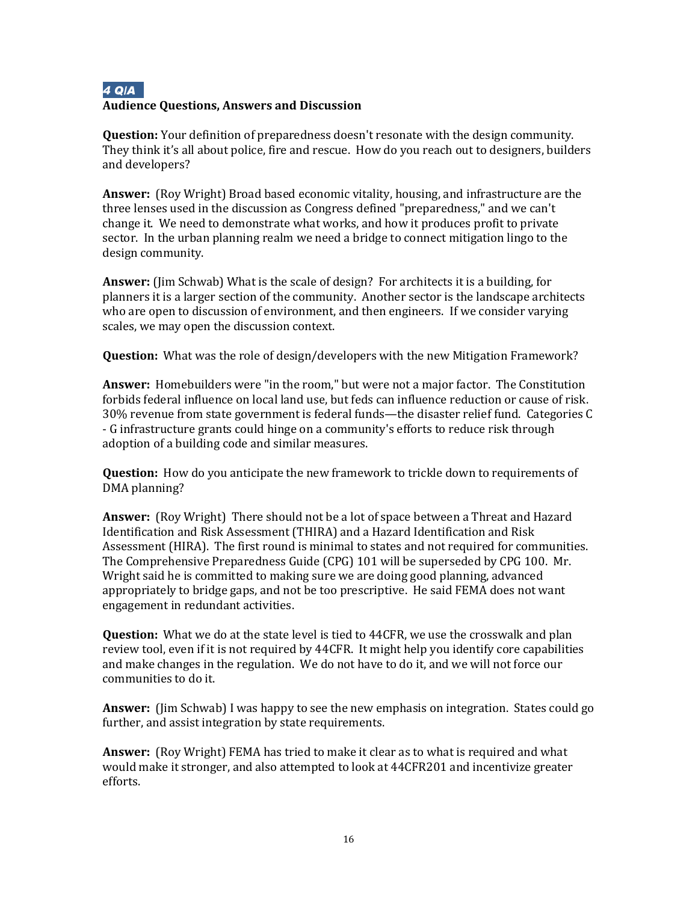## 4 Q/A

**Audience Questions, Answers and Discussion**

**Question:** Your definition of preparedness doesn't resonate with the design community. They think it's all about police, fire and rescue. How do you reach out to designers, builders and developers?

**Answer:** (Roy Wright) Broad based economic vitality, housing, and infrastructure are the three lenses used in the discussion as Congress defined "preparedness," and we can't change it. We need to demonstrate what works, and how it produces profit to private sector. In the urban planning realm we need a bridge to connect mitigation lingo to the design community.

**Answer:** (Jim Schwab) What is the scale of design? For architects it is a building, for planners it is a larger section of the community. Another sector is the landscape architects who are open to discussion of environment, and then engineers. If we consider varying scales, we may open the discussion context.

**Question:** What was the role of design/developers with the new Mitigation Framework?

**Answer:** Homebuilders were "in the room," but were not a major factor. The Constitution forbids federal influence on local land use, but feds can influence reduction or cause of risk. 30% revenue from state government is federal funds—the disaster relief fund. Categories C - G infrastructure grants could hinge on a community's efforts to reduce risk through adoption of a building code and similar measures.

**Question:** How do you anticipate the new framework to trickle down to requirements of DMA planning?

**Answer:** (Roy Wright) There should not be a lot of space between a Threat and Hazard Identification and Risk Assessment (THIRA) and a Hazard Identification and Risk Assessment (HIRA). The first round is minimal to states and not required for communities. The Comprehensive Preparedness Guide (CPG) 101 will be superseded by CPG 100. Mr. Wright said he is committed to making sure we are doing good planning, advanced appropriately to bridge gaps, and not be too prescriptive. He said FEMA does not want engagement in redundant activities.

**Question:** What we do at the state level is tied to 44CFR, we use the crosswalk and plan review tool, even if it is not required by 44CFR. It might help you identify core capabilities and make changes in the regulation. We do not have to do it, and we will not force our communities to do it.

**Answer:** (Jim Schwab) I was happy to see the new emphasis on integration. States could go further, and assist integration by state requirements.

**Answer:** (Roy Wright) FEMA has tried to make it clear as to what is required and what would make it stronger, and also attempted to look at 44CFR201 and incentivize greater efforts.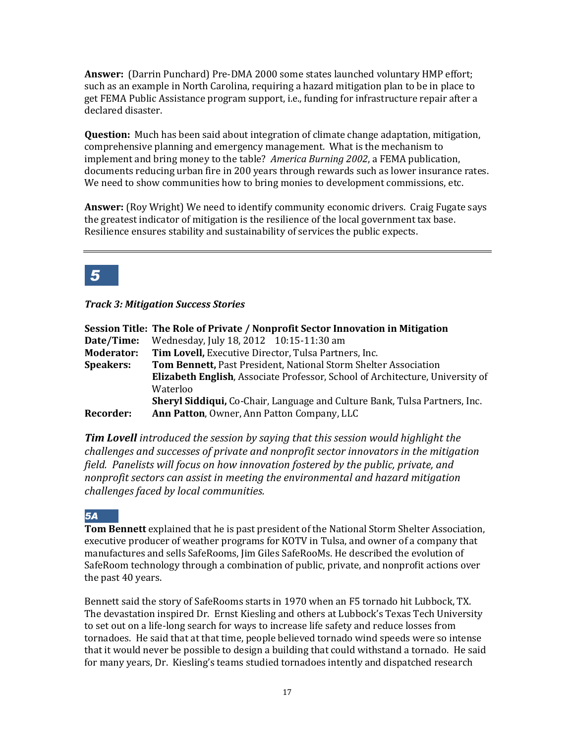**Answer:** (Darrin Punchard) Pre-DMA 2000 some states launched voluntary HMP effort; such as an example in North Carolina, requiring a hazard mitigation plan to be in place to get FEMA Public Assistance program support, i.e., funding for infrastructure repair after a declared disaster.

**Question:** Much has been said about integration of climate change adaptation, mitigation, comprehensive planning and emergency management. What is the mechanism to implement and bring money to the table? *America Burning 2002*, a FEMA publication, documents reducing urban fire in 200 years through rewards such as lower insurance rates. We need to show communities how to bring monies to development commissions, etc.

**Answer:** (Roy Wright) We need to identify community economic drivers. Craig Fugate says the greatest indicator of mitigation is the resilience of the local government tax base. Resilience ensures stability and sustainability of services the public expects.

---

## 5

***Track 3: Mitigation Success Stories***

**Session Title: The Role of Private / Nonprofit Sector Innovation in Mitigation**
**Date/Time:** Wednesday, July 18, 2012 10:15-11:30 am
**Moderator:** **Tim Lovell,** Executive Director, Tulsa Partners, Inc.
**Speakers:** **Tom Bennett,** Past President, National Storm Shelter Association
**Elizabeth English**, Associate Professor, School of Architecture, University of Waterloo
**Sheryl Siddiqui,** Co-Chair, Language and Culture Bank, Tulsa Partners, Inc.
**Recorder:** **Ann Patton**, Owner, Ann Patton Company, LLC

***Tim Lovell** introduced the session by saying that this session would highlight the challenges and successes of private and nonprofit sector innovators in the mitigation field. Panelists will focus on how innovation fostered by the public, private, and nonprofit sectors can assist in meeting the environmental and hazard mitigation challenges faced by local communities.*

### 5A

**Tom Bennett** explained that he is past president of the National Storm Shelter Association, executive producer of weather programs for KOTV in Tulsa, and owner of a company that manufactures and sells SafeRooms, Jim Giles SafeRooMs. He described the evolution of SafeRoom technology through a combination of public, private, and nonprofit actions over the past 40 years.

Bennett said the story of SafeRooms starts in 1970 when an F5 tornado hit Lubbock, TX. The devastation inspired Dr. Ernst Kiesling and others at Lubbock's Texas Tech University to set out on a life-long search for ways to increase life safety and reduce losses from tornadoes. He said that at that time, people believed tornado wind speeds were so intense that it would never be possible to design a building that could withstand a tornado. He said for many years, Dr. Kiesling's teams studied tornadoes intently and dispatched research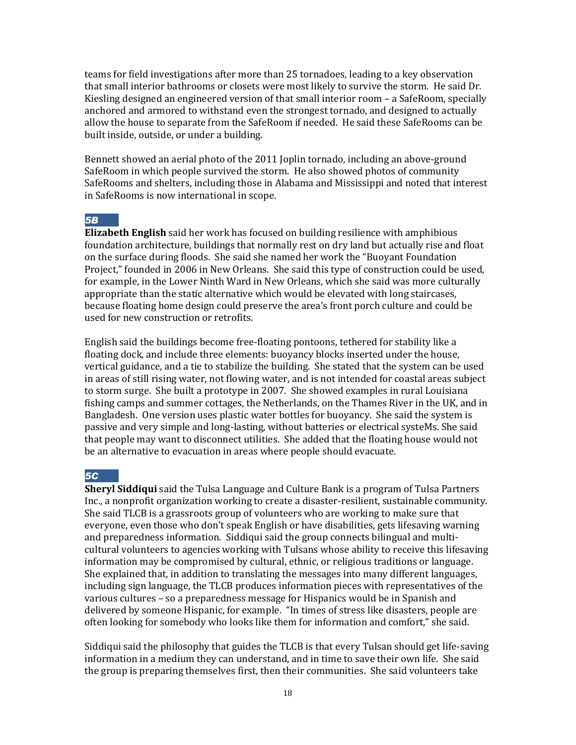teams for field investigations after more than 25 tornadoes, leading to a key observation that small interior bathrooms or closets were most likely to survive the storm. He said Dr. Kiesling designed an engineered version of that small interior room – a SafeRoom, specially anchored and armored to withstand even the strongest tornado, and designed to actually allow the house to separate from the SafeRoom if needed. He said these SafeRooms can be built inside, outside, or under a building.

Bennett showed an aerial photo of the 2011 Joplin tornado, including an above-ground SafeRoom in which people survived the storm. He also showed photos of community SafeRooms and shelters, including those in Alabama and Mississippi and noted that interest in SafeRooms is now international in scope.

***5B***

**Elizabeth English** said her work has focused on building resilience with amphibious foundation architecture, buildings that normally rest on dry land but actually rise and float on the surface during floods. She said she named her work the "Buoyant Foundation Project," founded in 2006 in New Orleans. She said this type of construction could be used, for example, in the Lower Ninth Ward in New Orleans, which she said was more culturally appropriate than the static alternative which would be elevated with long staircases, because floating home design could preserve the area's front porch culture and could be used for new construction or retrofits.

English said the buildings become free-floating pontoons, tethered for stability like a floating dock, and include three elements: buoyancy blocks inserted under the house, vertical guidance, and a tie to stabilize the building. She stated that the system can be used in areas of still rising water, not flowing water, and is not intended for coastal areas subject to storm surge. She built a prototype in 2007. She showed examples in rural Louisiana fishing camps and summer cottages, the Netherlands, on the Thames River in the UK, and in Bangladesh. One version uses plastic water bottles for buoyancy. She said the system is passive and very simple and long-lasting, without batteries or electrical systeMs. She said that people may want to disconnect utilities. She added that the floating house would not be an alternative to evacuation in areas where people should evacuate.

***5C***

**Sheryl Siddiqui** said the Tulsa Language and Culture Bank is a program of Tulsa Partners Inc., a nonprofit organization working to create a disaster-resilient, sustainable community. She said TLCB is a grassroots group of volunteers who are working to make sure that everyone, even those who don't speak English or have disabilities, gets lifesaving warning and preparedness information. Siddiqui said the group connects bilingual and multi-cultural volunteers to agencies working with Tulsans whose ability to receive this lifesaving information may be compromised by cultural, ethnic, or religious traditions or language. She explained that, in addition to translating the messages into many different languages, including sign language, the TLCB produces information pieces with representatives of the various cultures – so a preparedness message for Hispanics would be in Spanish and delivered by someone Hispanic, for example. "In times of stress like disasters, people are often looking for somebody who looks like them for information and comfort," she said.

Siddiqui said the philosophy that guides the TLCB is that every Tulsan should get life-saving information in a medium they can understand, and in time to save their own life. She said the group is preparing themselves first, then their communities. She said volunteers take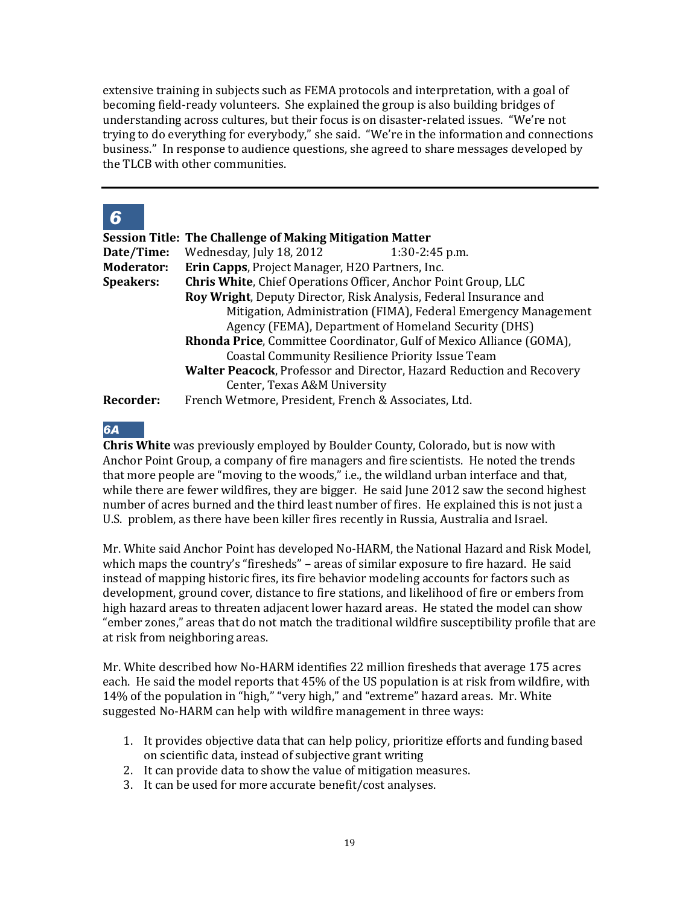extensive training in subjects such as FEMA protocols and interpretation, with a goal of becoming field-ready volunteers. She explained the group is also building bridges of understanding across cultures, but their focus is on disaster-related issues. "We're not trying to do everything for everybody," she said. "We're in the information and connections business." In response to audience questions, she agreed to share messages developed by the TLCB with other communities.

---

## 6

**Session Title: The Challenge of Making Mitigation Matter**
**Date/Time:** Wednesday, July 18, 2012 1:30-2:45 p.m.
**Moderator:** **Erin Capps**, Project Manager, H2O Partners, Inc.
**Speakers:** **Chris White**, Chief Operations Officer, Anchor Point Group, LLC
**Roy Wright**, Deputy Director, Risk Analysis, Federal Insurance and Mitigation, Administration (FIMA), Federal Emergency Management Agency (FEMA), Department of Homeland Security (DHS)
**Rhonda Price**, Committee Coordinator, Gulf of Mexico Alliance (GOMA), Coastal Community Resilience Priority Issue Team
**Walter Peacock**, Professor and Director, Hazard Reduction and Recovery Center, Texas A&M University
**Recorder:** French Wetmore, President, French & Associates, Ltd.

### 6A

**Chris White** was previously employed by Boulder County, Colorado, but is now with Anchor Point Group, a company of fire managers and fire scientists. He noted the trends that more people are "moving to the woods," i.e., the wildland urban interface and that, while there are fewer wildfires, they are bigger. He said June 2012 saw the second highest number of acres burned and the third least number of fires. He explained this is not just a U.S. problem, as there have been killer fires recently in Russia, Australia and Israel.

Mr. White said Anchor Point has developed No-HARM, the National Hazard and Risk Model, which maps the country's "firesheds" – areas of similar exposure to fire hazard. He said instead of mapping historic fires, its fire behavior modeling accounts for factors such as development, ground cover, distance to fire stations, and likelihood of fire or embers from high hazard areas to threaten adjacent lower hazard areas. He stated the model can show "ember zones," areas that do not match the traditional wildfire susceptibility profile that are at risk from neighboring areas.

Mr. White described how No-HARM identifies 22 million firesheds that average 175 acres each. He said the model reports that 45% of the US population is at risk from wildfire, with 14% of the population in "high," "very high," and "extreme" hazard areas. Mr. White suggested No-HARM can help with wildfire management in three ways:

1. It provides objective data that can help policy, prioritize efforts and funding based on scientific data, instead of subjective grant writing
2. It can provide data to show the value of mitigation measures.
3. It can be used for more accurate benefit/cost analyses.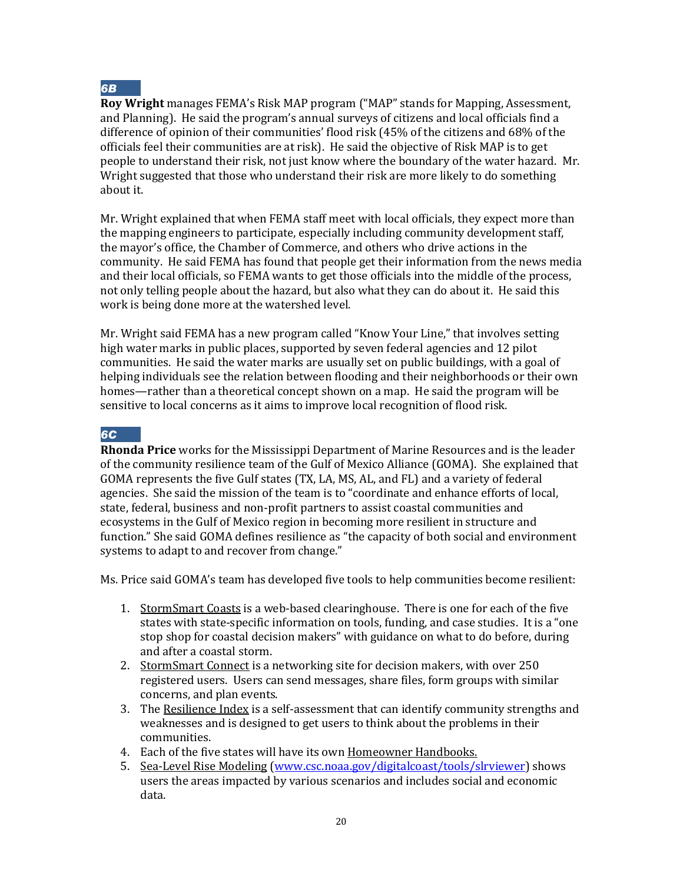### *6B*

**Roy Wright** manages FEMA's Risk MAP program ("MAP" stands for Mapping, Assessment, and Planning). He said the program's annual surveys of citizens and local officials find a difference of opinion of their communities' flood risk (45% of the citizens and 68% of the officials feel their communities are at risk). He said the objective of Risk MAP is to get people to understand their risk, not just know where the boundary of the water hazard. Mr. Wright suggested that those who understand their risk are more likely to do something about it.

Mr. Wright explained that when FEMA staff meet with local officials, they expect more than the mapping engineers to participate, especially including community development staff, the mayor's office, the Chamber of Commerce, and others who drive actions in the community. He said FEMA has found that people get their information from the news media and their local officials, so FEMA wants to get those officials into the middle of the process, not only telling people about the hazard, but also what they can do about it. He said this work is being done more at the watershed level.

Mr. Wright said FEMA has a new program called "Know Your Line," that involves setting high water marks in public places, supported by seven federal agencies and 12 pilot communities. He said the water marks are usually set on public buildings, with a goal of helping individuals see the relation between flooding and their neighborhoods or their own homes—rather than a theoretical concept shown on a map. He said the program will be sensitive to local concerns as it aims to improve local recognition of flood risk.

### *6C*

**Rhonda Price** works for the Mississippi Department of Marine Resources and is the leader of the community resilience team of the Gulf of Mexico Alliance (GOMA). She explained that GOMA represents the five Gulf states (TX, LA, MS, AL, and FL) and a variety of federal agencies. She said the mission of the team is to "coordinate and enhance efforts of local, state, federal, business and non-profit partners to assist coastal communities and ecosystems in the Gulf of Mexico region in becoming more resilient in structure and function." She said GOMA defines resilience as "the capacity of both social and environment systems to adapt to and recover from change."

Ms. Price said GOMA's team has developed five tools to help communities become resilient:

1. StormSmart Coasts is a web-based clearinghouse. There is one for each of the five states with state-specific information on tools, funding, and case studies. It is a "one stop shop for coastal decision makers" with guidance on what to do before, during and after a coastal storm.
2. StormSmart Connect is a networking site for decision makers, with over 250 registered users. Users can send messages, share files, form groups with similar concerns, and plan events.
3. The Resilience Index is a self-assessment that can identify community strengths and weaknesses and is designed to get users to think about the problems in their communities.
4. Each of the five states will have its own Homeowner Handbooks.
5. Sea-Level Rise Modeling (www.csc.noaa.gov/digitalcoast/tools/slrviewer) shows users the areas impacted by various scenarios and includes social and economic data.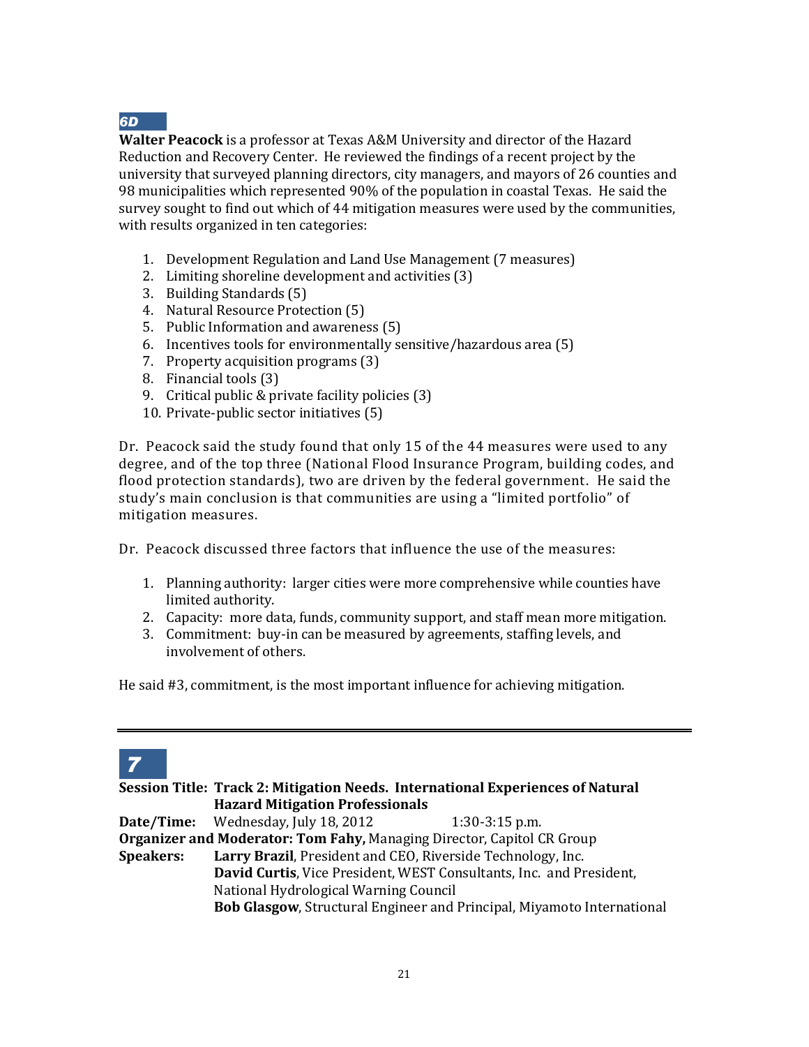## 6D

**Walter Peacock** is a professor at Texas A&M University and director of the Hazard Reduction and Recovery Center. He reviewed the findings of a recent project by the university that surveyed planning directors, city managers, and mayors of 26 counties and 98 municipalities which represented 90% of the population in coastal Texas. He said the survey sought to find out which of 44 mitigation measures were used by the communities, with results organized in ten categories:

1. Development Regulation and Land Use Management (7 measures)
2. Limiting shoreline development and activities (3)
3. Building Standards (5)
4. Natural Resource Protection (5)
5. Public Information and awareness (5)
6. Incentives tools for environmentally sensitive/hazardous area (5)
7. Property acquisition programs (3)
8. Financial tools (3)
9. Critical public & private facility policies (3)
10. Private-public sector initiatives (5)

Dr. Peacock said the study found that only 15 of the 44 measures were used to any degree, and of the top three (National Flood Insurance Program, building codes, and flood protection standards), two are driven by the federal government. He said the study's main conclusion is that communities are using a "limited portfolio" of mitigation measures.

Dr. Peacock discussed three factors that influence the use of the measures:

1. Planning authority: larger cities were more comprehensive while counties have limited authority.
2. Capacity: more data, funds, community support, and staff mean more mitigation.
3. Commitment: buy-in can be measured by agreements, staffing levels, and involvement of others.

He said #3, commitment, is the most important influence for achieving mitigation.

---

## 7

**Session Title: Track 2: Mitigation Needs. International Experiences of Natural Hazard Mitigation Professionals**
**Date/Time:** Wednesday, July 18, 2012 1:30-3:15 p.m.
**Organizer and Moderator: Tom Fahy,** Managing Director, Capitol CR Group
**Speakers:** **Larry Brazil**, President and CEO, Riverside Technology, Inc.
**David Curtis**, Vice President, WEST Consultants, Inc. and President, National Hydrological Warning Council
**Bob Glasgow**, Structural Engineer and Principal, Miyamoto International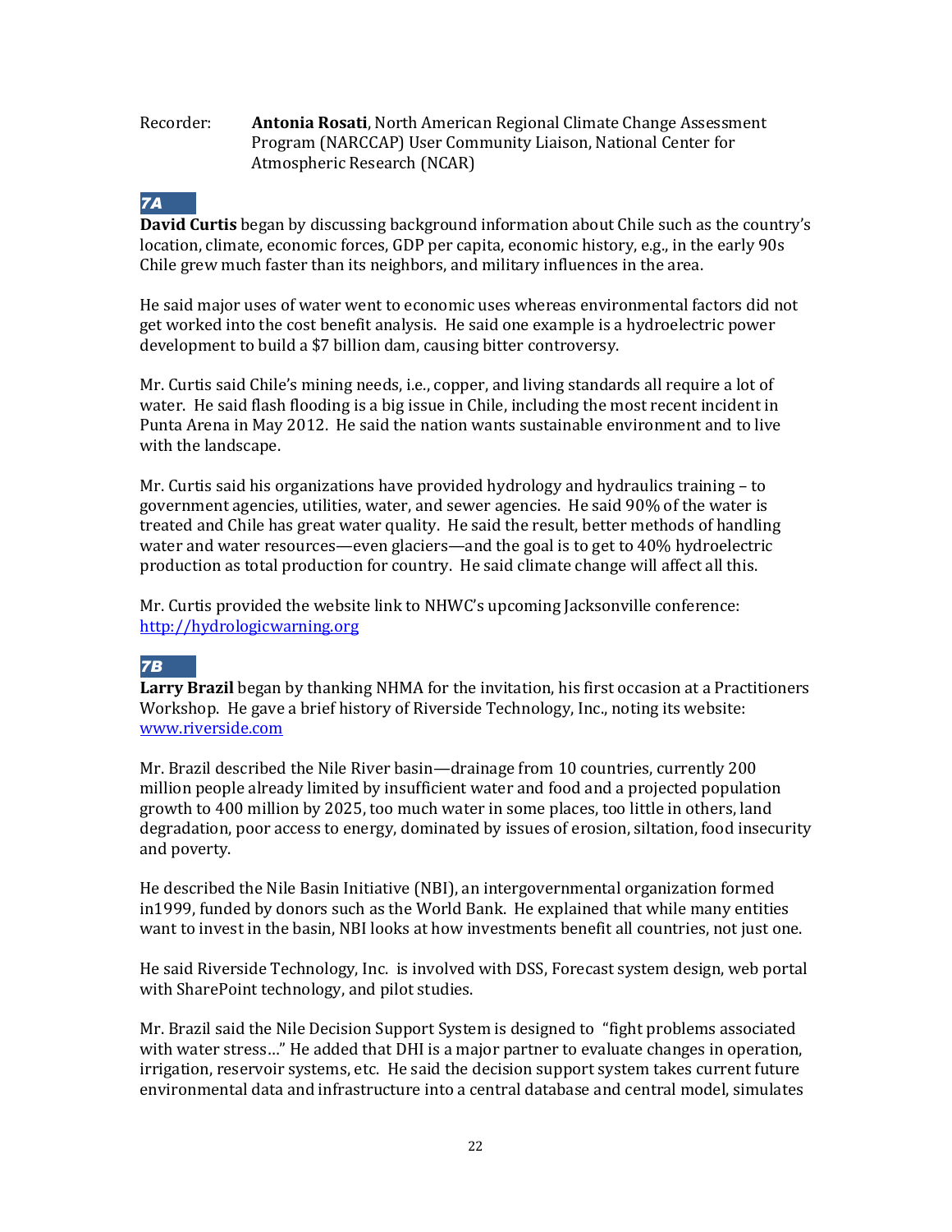Recorder: **Antonia Rosati**, North American Regional Climate Change Assessment Program (NARCCAP) User Community Liaison, National Center for Atmospheric Research (NCAR)

### *7A*

**David Curtis** began by discussing background information about Chile such as the country's location, climate, economic forces, GDP per capita, economic history, e.g., in the early 90s Chile grew much faster than its neighbors, and military influences in the area.

He said major uses of water went to economic uses whereas environmental factors did not get worked into the cost benefit analysis. He said one example is a hydroelectric power development to build a $7 billion dam, causing bitter controversy.

Mr. Curtis said Chile's mining needs, i.e., copper, and living standards all require a lot of water. He said flash flooding is a big issue in Chile, including the most recent incident in Punta Arena in May 2012. He said the nation wants sustainable environment and to live with the landscape.

Mr. Curtis said his organizations have provided hydrology and hydraulics training – to government agencies, utilities, water, and sewer agencies. He said 90% of the water is treated and Chile has great water quality. He said the result, better methods of handling water and water resources—even glaciers—and the goal is to get to 40% hydroelectric production as total production for country. He said climate change will affect all this.

Mr. Curtis provided the website link to NHWC's upcoming Jacksonville conference: http://hydrologicwarning.org

### *7B*

**Larry Brazil** began by thanking NHMA for the invitation, his first occasion at a Practitioners Workshop. He gave a brief history of Riverside Technology, Inc., noting its website: www.riverside.com

Mr. Brazil described the Nile River basin—drainage from 10 countries, currently 200 million people already limited by insufficient water and food and a projected population growth to 400 million by 2025, too much water in some places, too little in others, land degradation, poor access to energy, dominated by issues of erosion, siltation, food insecurity and poverty.

He described the Nile Basin Initiative (NBI), an intergovernmental organization formed in1999, funded by donors such as the World Bank. He explained that while many entities want to invest in the basin, NBI looks at how investments benefit all countries, not just one.

He said Riverside Technology, Inc. is involved with DSS, Forecast system design, web portal with SharePoint technology, and pilot studies.

Mr. Brazil said the Nile Decision Support System is designed to "fight problems associated with water stress…" He added that DHI is a major partner to evaluate changes in operation, irrigation, reservoir systems, etc. He said the decision support system takes current future environmental data and infrastructure into a central database and central model, simulates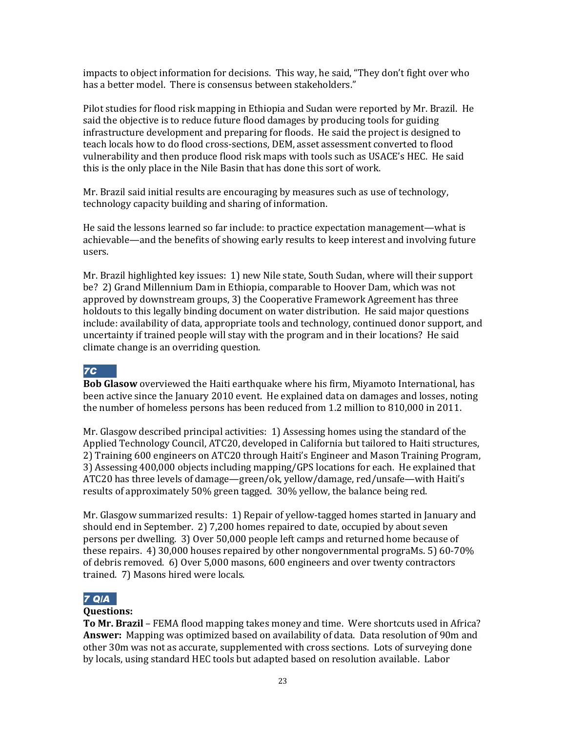impacts to object information for decisions. This way, he said, "They don't fight over who has a better model. There is consensus between stakeholders."

Pilot studies for flood risk mapping in Ethiopia and Sudan were reported by Mr. Brazil. He said the objective is to reduce future flood damages by producing tools for guiding infrastructure development and preparing for floods. He said the project is designed to teach locals how to do flood cross-sections, DEM, asset assessment converted to flood vulnerability and then produce flood risk maps with tools such as USACE's HEC. He said this is the only place in the Nile Basin that has done this sort of work.

Mr. Brazil said initial results are encouraging by measures such as use of technology, technology capacity building and sharing of information.

He said the lessons learned so far include: to practice expectation management—what is achievable—and the benefits of showing early results to keep interest and involving future users.

Mr. Brazil highlighted key issues: 1) new Nile state, South Sudan, where will their support be? 2) Grand Millennium Dam in Ethiopia, comparable to Hoover Dam, which was not approved by downstream groups, 3) the Cooperative Framework Agreement has three holdouts to this legally binding document on water distribution. He said major questions include: availability of data, appropriate tools and technology, continued donor support, and uncertainty if trained people will stay with the program and in their locations? He said climate change is an overriding question.

### 7C

**Bob Glasow** overviewed the Haiti earthquake where his firm, Miyamoto International, has been active since the January 2010 event. He explained data on damages and losses, noting the number of homeless persons has been reduced from 1.2 million to 810,000 in 2011.

Mr. Glasgow described principal activities: 1) Assessing homes using the standard of the Applied Technology Council, ATC20, developed in California but tailored to Haiti structures, 2) Training 600 engineers on ATC20 through Haiti's Engineer and Mason Training Program, 3) Assessing 400,000 objects including mapping/GPS locations for each. He explained that ATC20 has three levels of damage—green/ok, yellow/damage, red/unsafe—with Haiti's results of approximately 50% green tagged. 30% yellow, the balance being red.

Mr. Glasgow summarized results: 1) Repair of yellow-tagged homes started in January and should end in September. 2) 7,200 homes repaired to date, occupied by about seven persons per dwelling. 3) Over 50,000 people left camps and returned home because of these repairs. 4) 30,000 houses repaired by other nongovernmental prograMs. 5) 60-70% of debris removed. 6) Over 5,000 masons, 600 engineers and over twenty contractors trained. 7) Masons hired were locals.

### 7 Q/A

**Questions:**

**To Mr. Brazil** – FEMA flood mapping takes money and time. Were shortcuts used in Africa?
**Answer:** Mapping was optimized based on availability of data. Data resolution of 90m and other 30m was not as accurate, supplemented with cross sections. Lots of surveying done by locals, using standard HEC tools but adapted based on resolution available. Labor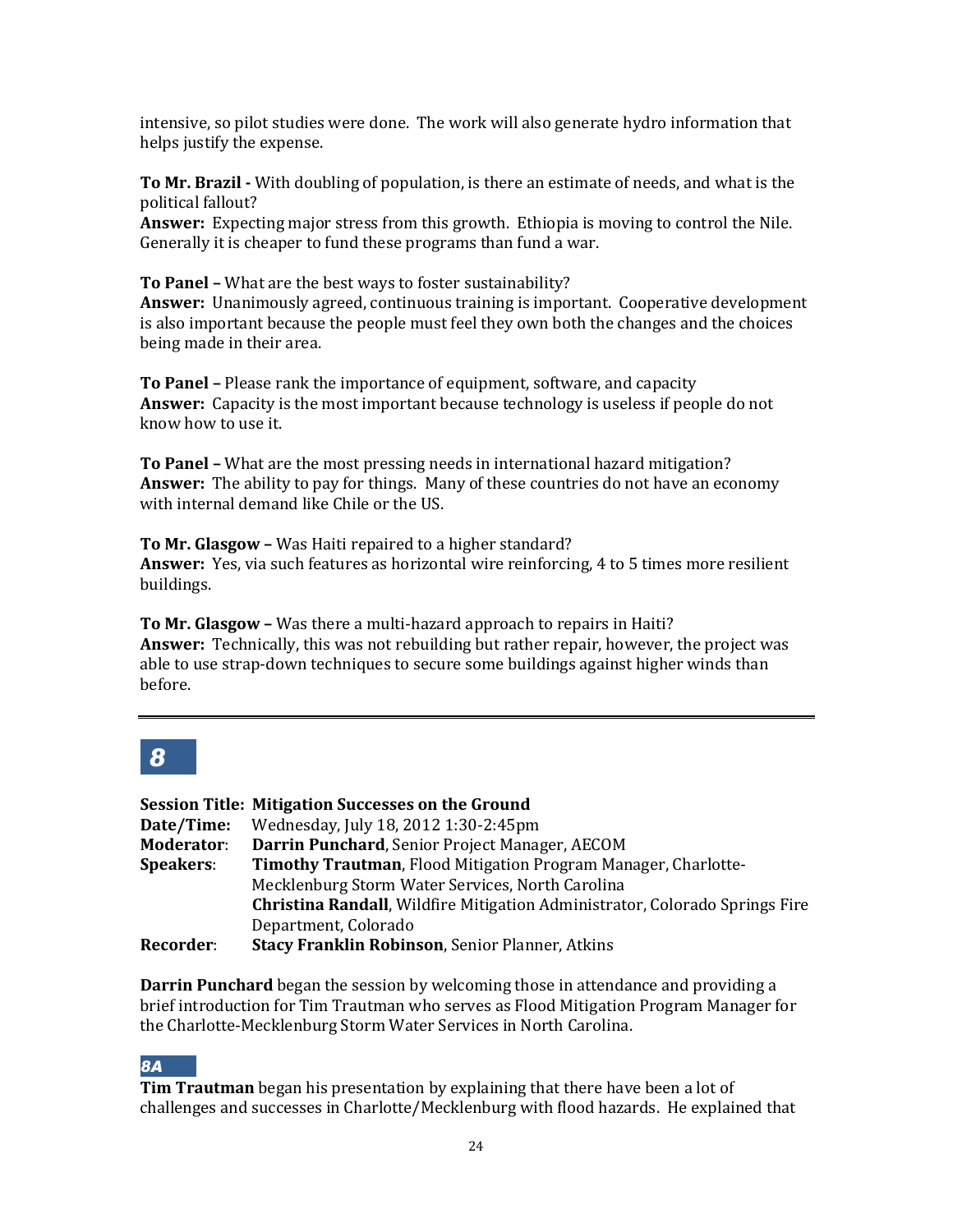intensive, so pilot studies were done. The work will also generate hydro information that helps justify the expense.

**To Mr. Brazil -** With doubling of population, is there an estimate of needs, and what is the political fallout?
**Answer:** Expecting major stress from this growth. Ethiopia is moving to control the Nile. Generally it is cheaper to fund these programs than fund a war.

**To Panel –** What are the best ways to foster sustainability?
**Answer:** Unanimously agreed, continuous training is important. Cooperative development is also important because the people must feel they own both the changes and the choices being made in their area.

**To Panel –** Please rank the importance of equipment, software, and capacity
**Answer:** Capacity is the most important because technology is useless if people do not know how to use it.

**To Panel –** What are the most pressing needs in international hazard mitigation?
**Answer:** The ability to pay for things. Many of these countries do not have an economy with internal demand like Chile or the US.

**To Mr. Glasgow –** Was Haiti repaired to a higher standard?
**Answer:** Yes, via such features as horizontal wire reinforcing, 4 to 5 times more resilient buildings.

**To Mr. Glasgow –** Was there a multi-hazard approach to repairs in Haiti?
**Answer:** Technically, this was not rebuilding but rather repair, however, the project was able to use strap-down techniques to secure some buildings against higher winds than before.

---

## 8

**Session Title: Mitigation Successes on the Ground**
**Date/Time:** Wednesday, July 18, 2012 1:30-2:45pm
**Moderator:** **Darrin Punchard**, Senior Project Manager, AECOM
**Speakers:** **Timothy Trautman**, Flood Mitigation Program Manager, Charlotte-Mecklenburg Storm Water Services, North Carolina
**Christina Randall**, Wildfire Mitigation Administrator, Colorado Springs Fire Department, Colorado
**Recorder:** **Stacy Franklin Robinson**, Senior Planner, Atkins

**Darrin Punchard** began the session by welcoming those in attendance and providing a brief introduction for Tim Trautman who serves as Flood Mitigation Program Manager for the Charlotte-Mecklenburg Storm Water Services in North Carolina.

### 8A

**Tim Trautman** began his presentation by explaining that there have been a lot of challenges and successes in Charlotte/Mecklenburg with flood hazards. He explained that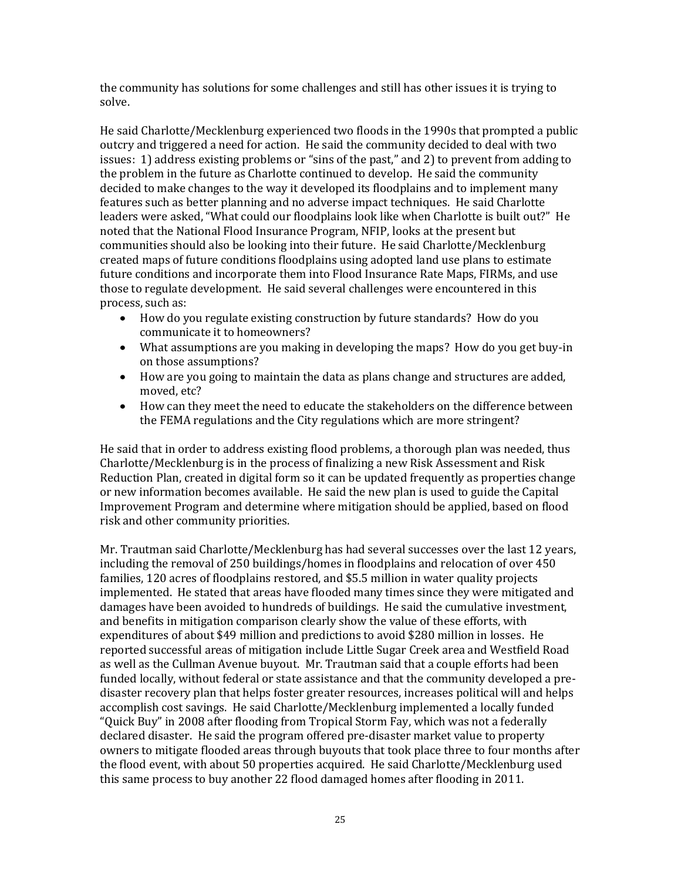the community has solutions for some challenges and still has other issues it is trying to solve.

He said Charlotte/Mecklenburg experienced two floods in the 1990s that prompted a public outcry and triggered a need for action. He said the community decided to deal with two issues: 1) address existing problems or "sins of the past," and 2) to prevent from adding to the problem in the future as Charlotte continued to develop. He said the community decided to make changes to the way it developed its floodplains and to implement many features such as better planning and no adverse impact techniques. He said Charlotte leaders were asked, "What could our floodplains look like when Charlotte is built out?" He noted that the National Flood Insurance Program, NFIP, looks at the present but communities should also be looking into their future. He said Charlotte/Mecklenburg created maps of future conditions floodplains using adopted land use plans to estimate future conditions and incorporate them into Flood Insurance Rate Maps, FIRMs, and use those to regulate development. He said several challenges were encountered in this process, such as:

- How do you regulate existing construction by future standards? How do you communicate it to homeowners?
- What assumptions are you making in developing the maps? How do you get buy-in on those assumptions?
- How are you going to maintain the data as plans change and structures are added, moved, etc?
- How can they meet the need to educate the stakeholders on the difference between the FEMA regulations and the City regulations which are more stringent?

He said that in order to address existing flood problems, a thorough plan was needed, thus Charlotte/Mecklenburg is in the process of finalizing a new Risk Assessment and Risk Reduction Plan, created in digital form so it can be updated frequently as properties change or new information becomes available. He said the new plan is used to guide the Capital Improvement Program and determine where mitigation should be applied, based on flood risk and other community priorities.

Mr. Trautman said Charlotte/Mecklenburg has had several successes over the last 12 years, including the removal of 250 buildings/homes in floodplains and relocation of over 450 families, 120 acres of floodplains restored, and $5.5 million in water quality projects implemented. He stated that areas have flooded many times since they were mitigated and damages have been avoided to hundreds of buildings. He said the cumulative investment, and benefits in mitigation comparison clearly show the value of these efforts, with expenditures of about $49 million and predictions to avoid $280 million in losses. He reported successful areas of mitigation include Little Sugar Creek area and Westfield Road as well as the Cullman Avenue buyout. Mr. Trautman said that a couple efforts had been funded locally, without federal or state assistance and that the community developed a pre-disaster recovery plan that helps foster greater resources, increases political will and helps accomplish cost savings. He said Charlotte/Mecklenburg implemented a locally funded "Quick Buy" in 2008 after flooding from Tropical Storm Fay, which was not a federally declared disaster. He said the program offered pre-disaster market value to property owners to mitigate flooded areas through buyouts that took place three to four months after the flood event, with about 50 properties acquired. He said Charlotte/Mecklenburg used this same process to buy another 22 flood damaged homes after flooding in 2011.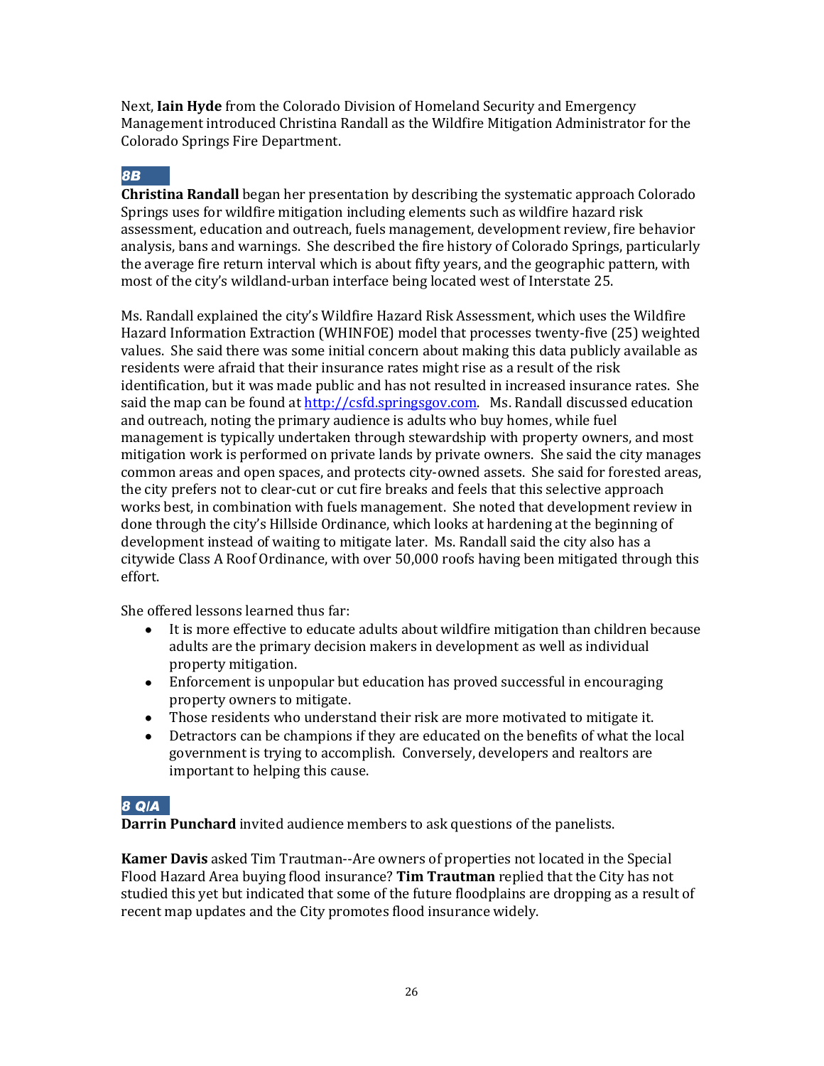Next, **Iain Hyde** from the Colorado Division of Homeland Security and Emergency Management introduced Christina Randall as the Wildfire Mitigation Administrator for the Colorado Springs Fire Department.

***8B***

**Christina Randall** began her presentation by describing the systematic approach Colorado Springs uses for wildfire mitigation including elements such as wildfire hazard risk assessment, education and outreach, fuels management, development review, fire behavior analysis, bans and warnings. She described the fire history of Colorado Springs, particularly the average fire return interval which is about fifty years, and the geographic pattern, with most of the city's wildland-urban interface being located west of Interstate 25.

Ms. Randall explained the city's Wildfire Hazard Risk Assessment, which uses the Wildfire Hazard Information Extraction (WHINFOE) model that processes twenty-five (25) weighted values. She said there was some initial concern about making this data publicly available as residents were afraid that their insurance rates might rise as a result of the risk identification, but it was made public and has not resulted in increased insurance rates. She said the map can be found at [http://csfd.springsgov.com](http://csfd.springsgov.com). Ms. Randall discussed education and outreach, noting the primary audience is adults who buy homes, while fuel management is typically undertaken through stewardship with property owners, and most mitigation work is performed on private lands by private owners. She said the city manages common areas and open spaces, and protects city-owned assets. She said for forested areas, the city prefers not to clear-cut or cut fire breaks and feels that this selective approach works best, in combination with fuels management. She noted that development review in done through the city's Hillside Ordinance, which looks at hardening at the beginning of development instead of waiting to mitigate later. Ms. Randall said the city also has a citywide Class A Roof Ordinance, with over 50,000 roofs having been mitigated through this effort.

She offered lessons learned thus far:

- It is more effective to educate adults about wildfire mitigation than children because adults are the primary decision makers in development as well as individual property mitigation.
- Enforcement is unpopular but education has proved successful in encouraging property owners to mitigate.
- Those residents who understand their risk are more motivated to mitigate it.
- Detractors can be champions if they are educated on the benefits of what the local government is trying to accomplish. Conversely, developers and realtors are important to helping this cause.

***8 Q/A***

**Darrin Punchard** invited audience members to ask questions of the panelists.

**Kamer Davis** asked Tim Trautman--Are owners of properties not located in the Special Flood Hazard Area buying flood insurance? **Tim Trautman** replied that the City has not studied this yet but indicated that some of the future floodplains are dropping as a result of recent map updates and the City promotes flood insurance widely.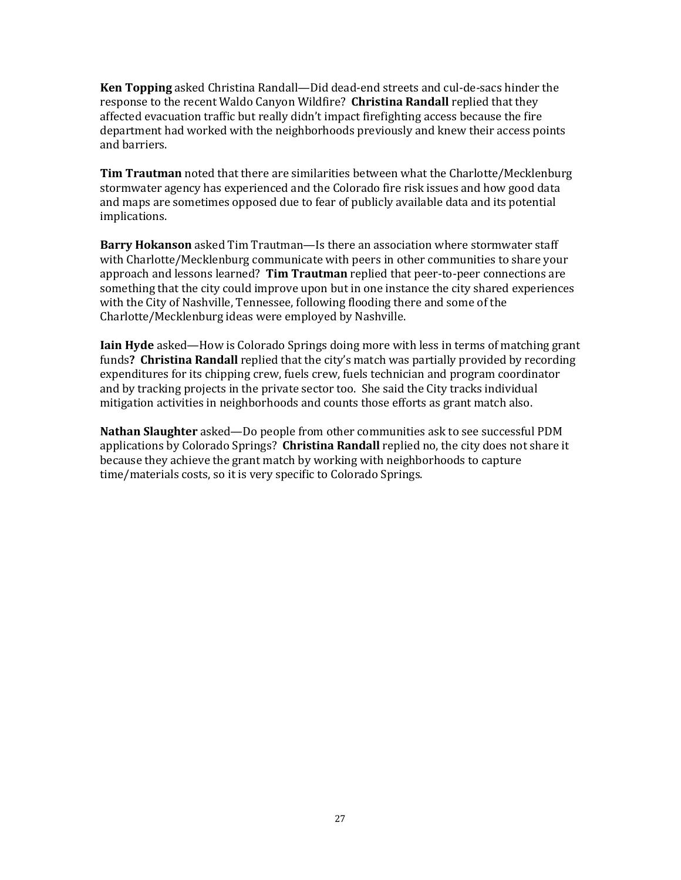**Ken Topping** asked Christina Randall—Did dead-end streets and cul-de-sacs hinder the response to the recent Waldo Canyon Wildfire? **Christina Randall** replied that they affected evacuation traffic but really didn't impact firefighting access because the fire department had worked with the neighborhoods previously and knew their access points and barriers.

**Tim Trautman** noted that there are similarities between what the Charlotte/Mecklenburg stormwater agency has experienced and the Colorado fire risk issues and how good data and maps are sometimes opposed due to fear of publicly available data and its potential implications.

**Barry Hokanson** asked Tim Trautman—Is there an association where stormwater staff with Charlotte/Mecklenburg communicate with peers in other communities to share your approach and lessons learned? **Tim Trautman** replied that peer-to-peer connections are something that the city could improve upon but in one instance the city shared experiences with the City of Nashville, Tennessee, following flooding there and some of the Charlotte/Mecklenburg ideas were employed by Nashville.

**Iain Hyde** asked—How is Colorado Springs doing more with less in terms of matching grant funds**?** **Christina Randall** replied that the city's match was partially provided by recording expenditures for its chipping crew, fuels crew, fuels technician and program coordinator and by tracking projects in the private sector too. She said the City tracks individual mitigation activities in neighborhoods and counts those efforts as grant match also.

**Nathan Slaughter** asked—Do people from other communities ask to see successful PDM applications by Colorado Springs? **Christina Randall** replied no, the city does not share it because they achieve the grant match by working with neighborhoods to capture time/materials costs, so it is very specific to Colorado Springs.